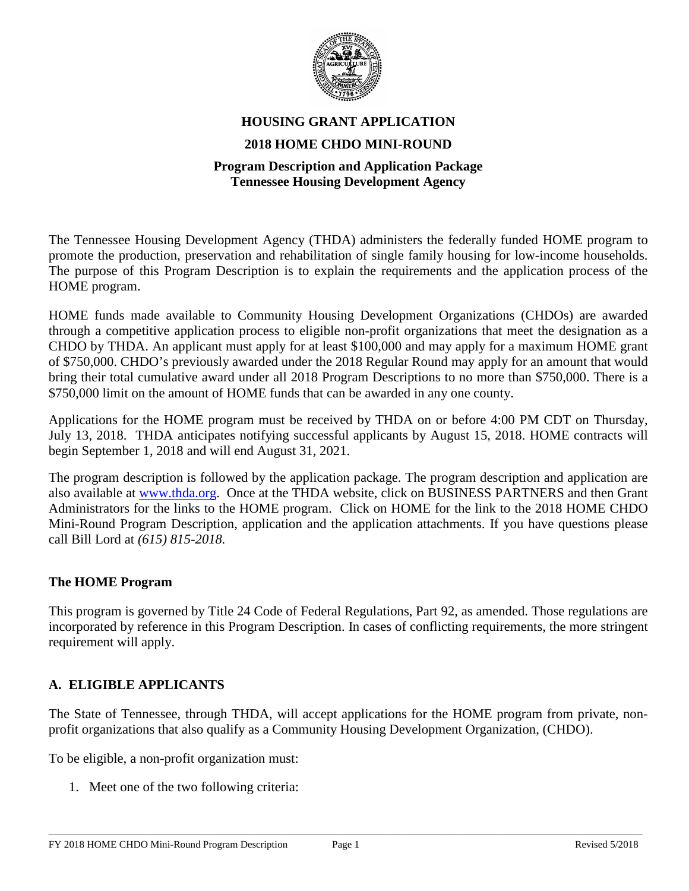# HOUSING GRANT APPLICATION

## 2018 HOME CHDO MINI-ROUND

### Program Description and Application Package
### Tennessee Housing Development Agency

The Tennessee Housing Development Agency (THDA) administers the federally funded HOME program to promote the production, preservation and rehabilitation of single family housing for low-income households. The purpose of this Program Description is to explain the requirements and the application process of the HOME program.

HOME funds made available to Community Housing Development Organizations (CHDOs) are awarded through a competitive application process to eligible non-profit organizations that meet the designation as a CHDO by THDA. An applicant must apply for at least $100,000 and may apply for a maximum HOME grant of $750,000. CHDO's previously awarded under the 2018 Regular Round may apply for an amount that would bring their total cumulative award under all 2018 Program Descriptions to no more than $750,000. There is a $750,000 limit on the amount of HOME funds that can be awarded in any one county.

Applications for the HOME program must be received by THDA on or before 4:00 PM CDT on Thursday, July 13, 2018. THDA anticipates notifying successful applicants by August 15, 2018. HOME contracts will begin September 1, 2018 and will end August 31, 2021.

The program description is followed by the application package. The program description and application are also available at [www.thda.org](http://www.thda.org). Once at the THDA website, click on BUSINESS PARTNERS and then Grant Administrators for the links to the HOME program. Click on HOME for the link to the 2018 HOME CHDO Mini-Round Program Description, application and the application attachments. If you have questions please call Bill Lord at *(615) 815-2018.*

**The HOME Program**

This program is governed by Title 24 Code of Federal Regulations, Part 92, as amended. Those regulations are incorporated by reference in this Program Description. In cases of conflicting requirements, the more stringent requirement will apply.

## A. ELIGIBLE APPLICANTS

The State of Tennessee, through THDA, will accept applications for the HOME program from private, non-profit organizations that also qualify as a Community Housing Development Organization, (CHDO).

To be eligible, a non-profit organization must:

1. Meet one of the two following criteria: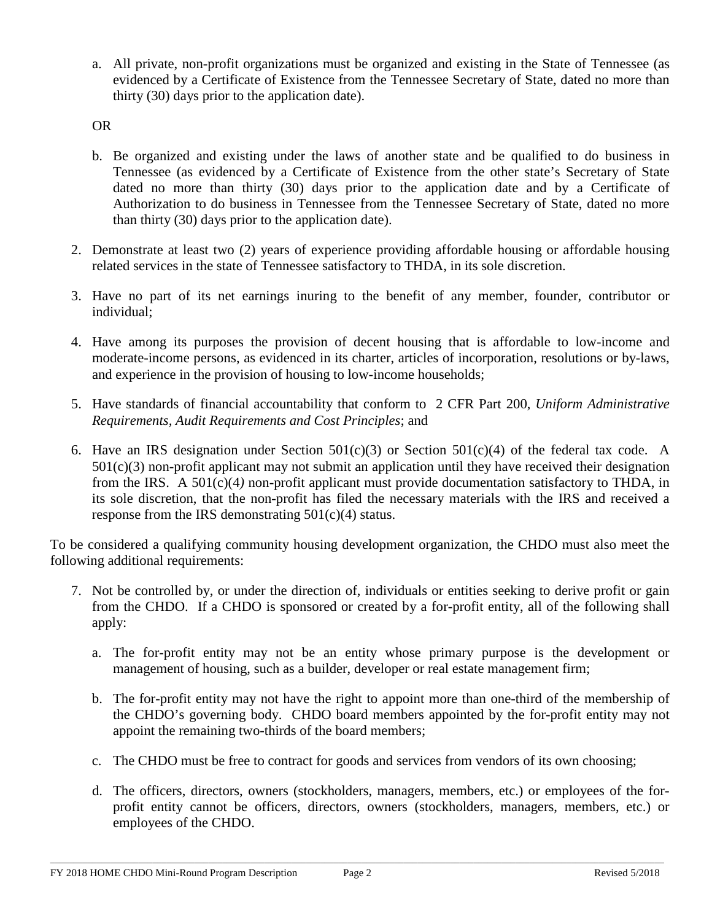a. All private, non-profit organizations must be organized and existing in the State of Tennessee (as evidenced by a Certificate of Existence from the Tennessee Secretary of State, dated no more than thirty (30) days prior to the application date).

   OR

b. Be organized and existing under the laws of another state and be qualified to do business in Tennessee (as evidenced by a Certificate of Existence from the other state's Secretary of State dated no more than thirty (30) days prior to the application date and by a Certificate of Authorization to do business in Tennessee from the Tennessee Secretary of State, dated no more than thirty (30) days prior to the application date).

2. Demonstrate at least two (2) years of experience providing affordable housing or affordable housing related services in the state of Tennessee satisfactory to THDA, in its sole discretion.

3. Have no part of its net earnings inuring to the benefit of any member, founder, contributor or individual;

4. Have among its purposes the provision of decent housing that is affordable to low-income and moderate-income persons, as evidenced in its charter, articles of incorporation, resolutions or by-laws, and experience in the provision of housing to low-income households;

5. Have standards of financial accountability that conform to 2 CFR Part 200, *Uniform Administrative Requirements, Audit Requirements and Cost Principles*; and

6. Have an IRS designation under Section 501(c)(3) or Section 501(c)(4) of the federal tax code. A 501(c)(3) non-profit applicant may not submit an application until they have received their designation from the IRS. A 501(c)(4) non-profit applicant must provide documentation satisfactory to THDA, in its sole discretion, that the non-profit has filed the necessary materials with the IRS and received a response from the IRS demonstrating 501(c)(4) status.

To be considered a qualifying community housing development organization, the CHDO must also meet the following additional requirements:

7. Not be controlled by, or under the direction of, individuals or entities seeking to derive profit or gain from the CHDO. If a CHDO is sponsored or created by a for-profit entity, all of the following shall apply:

   a. The for-profit entity may not be an entity whose primary purpose is the development or management of housing, such as a builder, developer or real estate management firm;

   b. The for-profit entity may not have the right to appoint more than one-third of the membership of the CHDO's governing body. CHDO board members appointed by the for-profit entity may not appoint the remaining two-thirds of the board members;

   c. The CHDO must be free to contract for goods and services from vendors of its own choosing;

   d. The officers, directors, owners (stockholders, managers, members, etc.) or employees of the for-profit entity cannot be officers, directors, owners (stockholders, managers, members, etc.) or employees of the CHDO.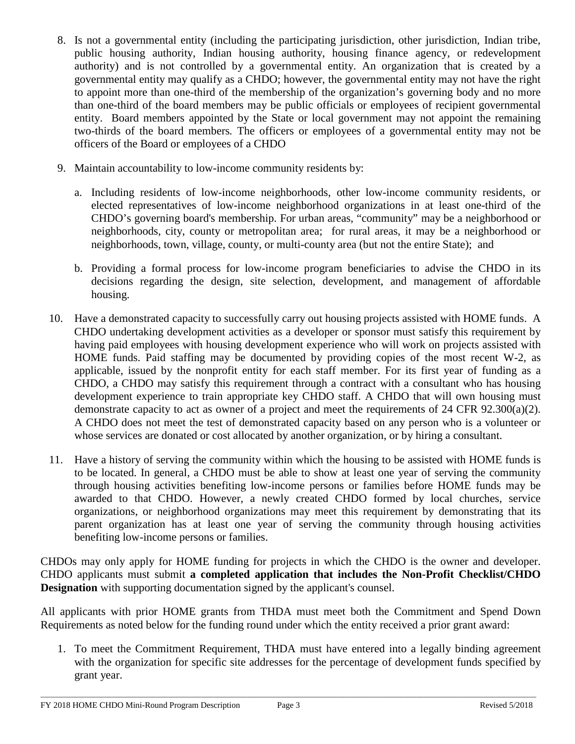8. Is not a governmental entity (including the participating jurisdiction, other jurisdiction, Indian tribe, public housing authority, Indian housing authority, housing finance agency, or redevelopment authority) and is not controlled by a governmental entity. An organization that is created by a governmental entity may qualify as a CHDO; however, the governmental entity may not have the right to appoint more than one-third of the membership of the organization's governing body and no more than one-third of the board members may be public officials or employees of recipient governmental entity. Board members appointed by the State or local government may not appoint the remaining two-thirds of the board members. The officers or employees of a governmental entity may not be officers of the Board or employees of a CHDO

9. Maintain accountability to low-income community residents by:

   a. Including residents of low-income neighborhoods, other low-income community residents, or elected representatives of low-income neighborhood organizations in at least one-third of the CHDO's governing board's membership. For urban areas, "community" may be a neighborhood or neighborhoods, city, county or metropolitan area; for rural areas, it may be a neighborhood or neighborhoods, town, village, county, or multi-county area (but not the entire State); and

   b. Providing a formal process for low-income program beneficiaries to advise the CHDO in its decisions regarding the design, site selection, development, and management of affordable housing.

10. Have a demonstrated capacity to successfully carry out housing projects assisted with HOME funds. A CHDO undertaking development activities as a developer or sponsor must satisfy this requirement by having paid employees with housing development experience who will work on projects assisted with HOME funds. Paid staffing may be documented by providing copies of the most recent W-2, as applicable, issued by the nonprofit entity for each staff member. For its first year of funding as a CHDO, a CHDO may satisfy this requirement through a contract with a consultant who has housing development experience to train appropriate key CHDO staff. A CHDO that will own housing must demonstrate capacity to act as owner of a project and meet the requirements of 24 CFR 92.300(a)(2). A CHDO does not meet the test of demonstrated capacity based on any person who is a volunteer or whose services are donated or cost allocated by another organization, or by hiring a consultant.

11. Have a history of serving the community within which the housing to be assisted with HOME funds is to be located. In general, a CHDO must be able to show at least one year of serving the community through housing activities benefiting low-income persons or families before HOME funds may be awarded to that CHDO. However, a newly created CHDO formed by local churches, service organizations, or neighborhood organizations may meet this requirement by demonstrating that its parent organization has at least one year of serving the community through housing activities benefiting low-income persons or families.

CHDOs may only apply for HOME funding for projects in which the CHDO is the owner and developer. CHDO applicants must submit **a completed application that includes the Non-Profit Checklist/CHDO Designation** with supporting documentation signed by the applicant's counsel.

All applicants with prior HOME grants from THDA must meet both the Commitment and Spend Down Requirements as noted below for the funding round under which the entity received a prior grant award:

1. To meet the Commitment Requirement, THDA must have entered into a legally binding agreement with the organization for specific site addresses for the percentage of development funds specified by grant year.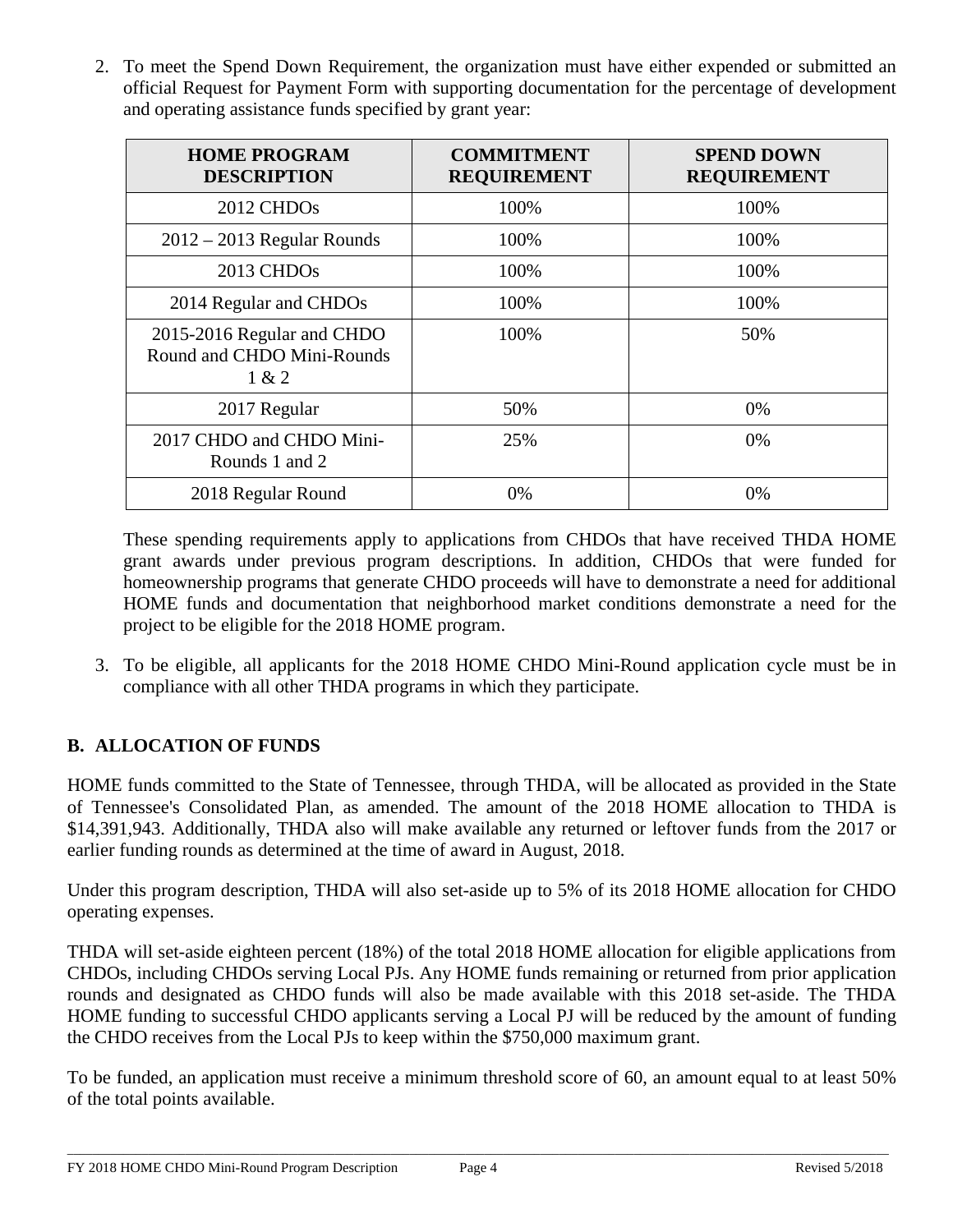2. To meet the Spend Down Requirement, the organization must have either expended or submitted an official Request for Payment Form with supporting documentation for the percentage of development and operating assistance funds specified by grant year:

| HOME PROGRAM DESCRIPTION | COMMITMENT REQUIREMENT | SPEND DOWN REQUIREMENT |
|---|---|---|
| 2012 CHDOs | 100% | 100% |
| 2012 – 2013 Regular Rounds | 100% | 100% |
| 2013 CHDOs | 100% | 100% |
| 2014 Regular and CHDOs | 100% | 100% |
| 2015-2016 Regular and CHDO Round and CHDO Mini-Rounds 1 & 2 | 100% | 50% |
| 2017 Regular | 50% | 0% |
| 2017 CHDO and CHDO Mini-Rounds 1 and 2 | 25% | 0% |
| 2018 Regular Round | 0% | 0% |

These spending requirements apply to applications from CHDOs that have received THDA HOME grant awards under previous program descriptions. In addition, CHDOs that were funded for homeownership programs that generate CHDO proceeds will have to demonstrate a need for additional HOME funds and documentation that neighborhood market conditions demonstrate a need for the project to be eligible for the 2018 HOME program.

3. To be eligible, all applicants for the 2018 HOME CHDO Mini-Round application cycle must be in compliance with all other THDA programs in which they participate.

## B. ALLOCATION OF FUNDS

HOME funds committed to the State of Tennessee, through THDA, will be allocated as provided in the State of Tennessee's Consolidated Plan, as amended. The amount of the 2018 HOME allocation to THDA is $14,391,943. Additionally, THDA also will make available any returned or leftover funds from the 2017 or earlier funding rounds as determined at the time of award in August, 2018.

Under this program description, THDA will also set-aside up to 5% of its 2018 HOME allocation for CHDO operating expenses.

THDA will set-aside eighteen percent (18%) of the total 2018 HOME allocation for eligible applications from CHDOs, including CHDOs serving Local PJs. Any HOME funds remaining or returned from prior application rounds and designated as CHDO funds will also be made available with this 2018 set-aside. The THDA HOME funding to successful CHDO applicants serving a Local PJ will be reduced by the amount of funding the CHDO receives from the Local PJs to keep within the $750,000 maximum grant.

To be funded, an application must receive a minimum threshold score of 60, an amount equal to at least 50% of the total points available.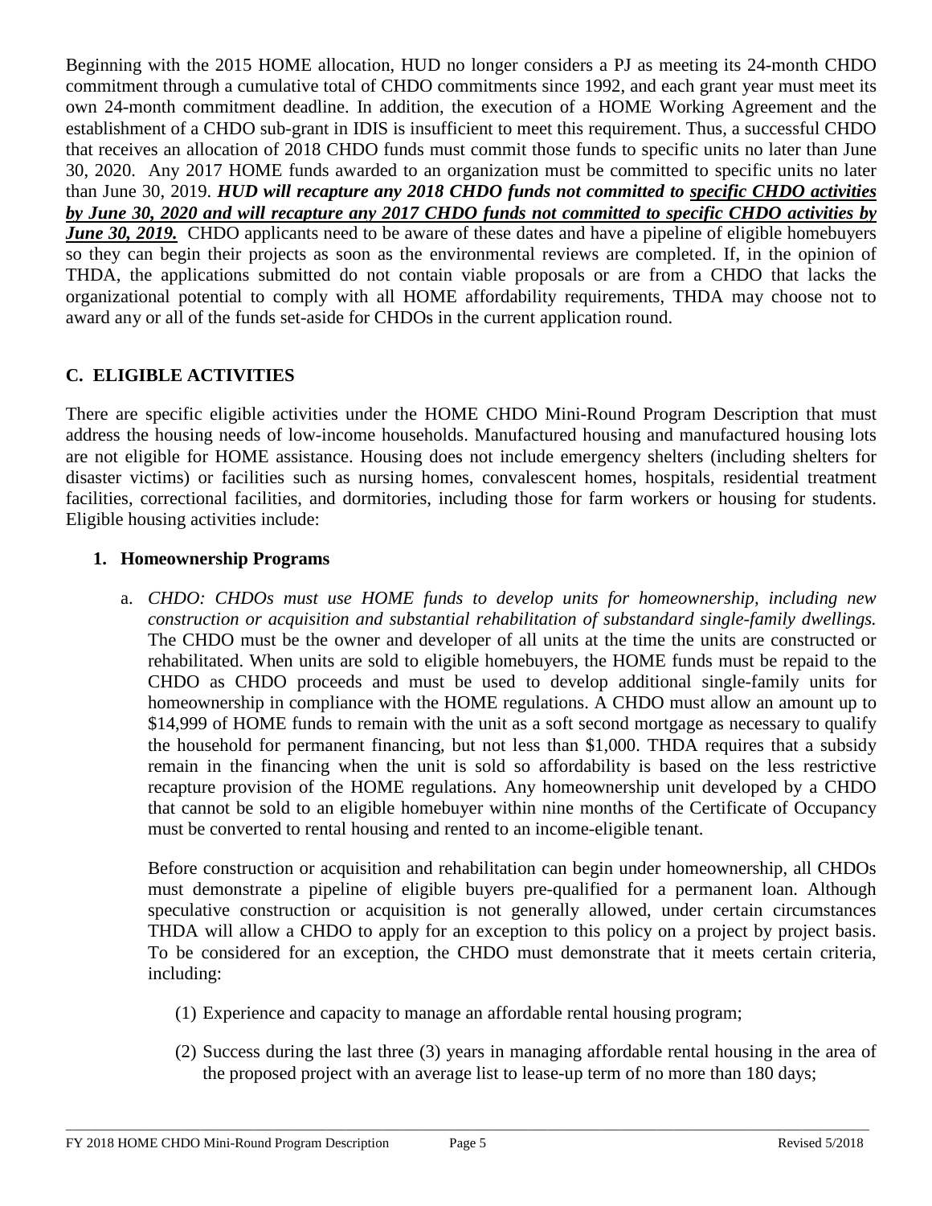Beginning with the 2015 HOME allocation, HUD no longer considers a PJ as meeting its 24-month CHDO commitment through a cumulative total of CHDO commitments since 1992, and each grant year must meet its own 24-month commitment deadline. In addition, the execution of a HOME Working Agreement and the establishment of a CHDO sub-grant in IDIS is insufficient to meet this requirement. Thus, a successful CHDO that receives an allocation of 2018 CHDO funds must commit those funds to specific units no later than June 30, 2020. Any 2017 HOME funds awarded to an organization must be committed to specific units no later than June 30, 2019. ***HUD will recapture any 2018 CHDO funds not committed to specific CHDO activities by June 30, 2020 and will recapture any 2017 CHDO funds not committed to specific CHDO activities by June 30, 2019.*** CHDO applicants need to be aware of these dates and have a pipeline of eligible homebuyers so they can begin their projects as soon as the environmental reviews are completed. If, in the opinion of THDA, the applications submitted do not contain viable proposals or are from a CHDO that lacks the organizational potential to comply with all HOME affordability requirements, THDA may choose not to award any or all of the funds set-aside for CHDOs in the current application round.

## C. ELIGIBLE ACTIVITIES

There are specific eligible activities under the HOME CHDO Mini-Round Program Description that must address the housing needs of low-income households. Manufactured housing and manufactured housing lots are not eligible for HOME assistance. Housing does not include emergency shelters (including shelters for disaster victims) or facilities such as nursing homes, convalescent homes, hospitals, residential treatment facilities, correctional facilities, and dormitories, including those for farm workers or housing for students. Eligible housing activities include:

### 1. Homeownership Programs

a. *CHDO: CHDOs must use HOME funds to develop units for homeownership, including new construction or acquisition and substantial rehabilitation of substandard single-family dwellings.* The CHDO must be the owner and developer of all units at the time the units are constructed or rehabilitated. When units are sold to eligible homebuyers, the HOME funds must be repaid to the CHDO as CHDO proceeds and must be used to develop additional single-family units for homeownership in compliance with the HOME regulations. A CHDO must allow an amount up to $14,999 of HOME funds to remain with the unit as a soft second mortgage as necessary to qualify the household for permanent financing, but not less than $1,000. THDA requires that a subsidy remain in the financing when the unit is sold so affordability is based on the less restrictive recapture provision of the HOME regulations. Any homeownership unit developed by a CHDO that cannot be sold to an eligible homebuyer within nine months of the Certificate of Occupancy must be converted to rental housing and rented to an income-eligible tenant.

   Before construction or acquisition and rehabilitation can begin under homeownership, all CHDOs must demonstrate a pipeline of eligible buyers pre-qualified for a permanent loan. Although speculative construction or acquisition is not generally allowed, under certain circumstances THDA will allow a CHDO to apply for an exception to this policy on a project by project basis. To be considered for an exception, the CHDO must demonstrate that it meets certain criteria, including:

   (1) Experience and capacity to manage an affordable rental housing program;

   (2) Success during the last three (3) years in managing affordable rental housing in the area of the proposed project with an average list to lease-up term of no more than 180 days;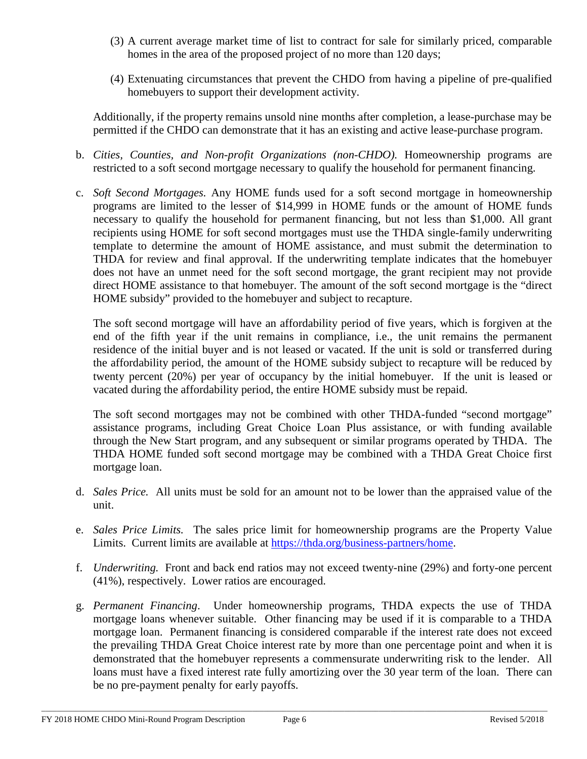(3) A current average market time of list to contract for sale for similarly priced, comparable homes in the area of the proposed project of no more than 120 days;

(4) Extenuating circumstances that prevent the CHDO from having a pipeline of pre-qualified homebuyers to support their development activity.

Additionally, if the property remains unsold nine months after completion, a lease-purchase may be permitted if the CHDO can demonstrate that it has an existing and active lease-purchase program.

b. *Cities, Counties, and Non-profit Organizations (non-CHDO).* Homeownership programs are restricted to a soft second mortgage necessary to qualify the household for permanent financing.

c. *Soft Second Mortgages.* Any HOME funds used for a soft second mortgage in homeownership programs are limited to the lesser of $14,999 in HOME funds or the amount of HOME funds necessary to qualify the household for permanent financing, but not less than $1,000. All grant recipients using HOME for soft second mortgages must use the THDA single-family underwriting template to determine the amount of HOME assistance, and must submit the determination to THDA for review and final approval. If the underwriting template indicates that the homebuyer does not have an unmet need for the soft second mortgage, the grant recipient may not provide direct HOME assistance to that homebuyer. The amount of the soft second mortgage is the "direct HOME subsidy" provided to the homebuyer and subject to recapture.

   The soft second mortgage will have an affordability period of five years, which is forgiven at the end of the fifth year if the unit remains in compliance, i.e., the unit remains the permanent residence of the initial buyer and is not leased or vacated. If the unit is sold or transferred during the affordability period, the amount of the HOME subsidy subject to recapture will be reduced by twenty percent (20%) per year of occupancy by the initial homebuyer. If the unit is leased or vacated during the affordability period, the entire HOME subsidy must be repaid.

   The soft second mortgages may not be combined with other THDA-funded "second mortgage" assistance programs, including Great Choice Loan Plus assistance, or with funding available through the New Start program, and any subsequent or similar programs operated by THDA. The THDA HOME funded soft second mortgage may be combined with a THDA Great Choice first mortgage loan.

d. *Sales Price.* All units must be sold for an amount not to be lower than the appraised value of the unit.

e. *Sales Price Limits.* The sales price limit for homeownership programs are the Property Value Limits. Current limits are available at https://thda.org/business-partners/home.

f. *Underwriting.* Front and back end ratios may not exceed twenty-nine (29%) and forty-one percent (41%), respectively. Lower ratios are encouraged.

g. *Permanent Financing*. Under homeownership programs, THDA expects the use of THDA mortgage loans whenever suitable. Other financing may be used if it is comparable to a THDA mortgage loan. Permanent financing is considered comparable if the interest rate does not exceed the prevailing THDA Great Choice interest rate by more than one percentage point and when it is demonstrated that the homebuyer represents a commensurate underwriting risk to the lender. All loans must have a fixed interest rate fully amortizing over the 30 year term of the loan. There can be no pre-payment penalty for early payoffs.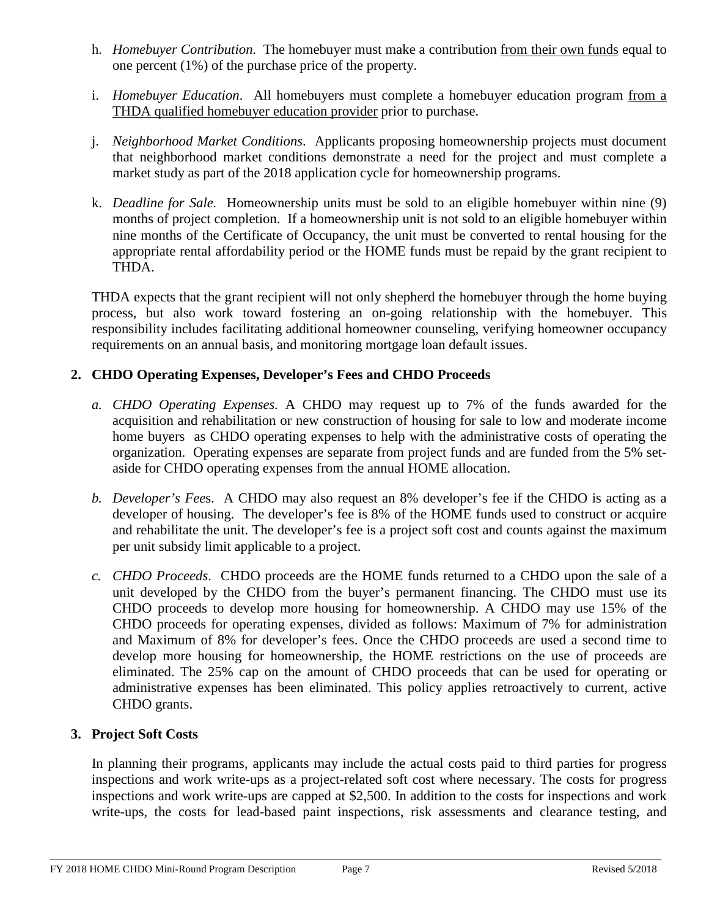h. *Homebuyer Contribution.* The homebuyer must make a contribution from their own funds equal to one percent (1%) of the purchase price of the property.

i. *Homebuyer Education*. All homebuyers must complete a homebuyer education program from a THDA qualified homebuyer education provider prior to purchase.

j. *Neighborhood Market Conditions*. Applicants proposing homeownership projects must document that neighborhood market conditions demonstrate a need for the project and must complete a market study as part of the 2018 application cycle for homeownership programs.

k. *Deadline for Sale.* Homeownership units must be sold to an eligible homebuyer within nine (9) months of project completion. If a homeownership unit is not sold to an eligible homebuyer within nine months of the Certificate of Occupancy, the unit must be converted to rental housing for the appropriate rental affordability period or the HOME funds must be repaid by the grant recipient to THDA.

THDA expects that the grant recipient will not only shepherd the homebuyer through the home buying process, but also work toward fostering an on-going relationship with the homebuyer. This responsibility includes facilitating additional homeowner counseling, verifying homeowner occupancy requirements on an annual basis, and monitoring mortgage loan default issues.

## 2. CHDO Operating Expenses, Developer's Fees and CHDO Proceeds

*a. CHDO Operating Expenses.* A CHDO may request up to 7% of the funds awarded for the acquisition and rehabilitation or new construction of housing for sale to low and moderate income home buyers as CHDO operating expenses to help with the administrative costs of operating the organization. Operating expenses are separate from project funds and are funded from the 5% set-aside for CHDO operating expenses from the annual HOME allocation.

*b. Developer's Fees.* A CHDO may also request an 8% developer's fee if the CHDO is acting as a developer of housing. The developer's fee is 8% of the HOME funds used to construct or acquire and rehabilitate the unit. The developer's fee is a project soft cost and counts against the maximum per unit subsidy limit applicable to a project.

*c. CHDO Proceeds*. CHDO proceeds are the HOME funds returned to a CHDO upon the sale of a unit developed by the CHDO from the buyer's permanent financing. The CHDO must use its CHDO proceeds to develop more housing for homeownership. A CHDO may use 15% of the CHDO proceeds for operating expenses, divided as follows: Maximum of 7% for administration and Maximum of 8% for developer's fees. Once the CHDO proceeds are used a second time to develop more housing for homeownership, the HOME restrictions on the use of proceeds are eliminated. The 25% cap on the amount of CHDO proceeds that can be used for operating or administrative expenses has been eliminated. This policy applies retroactively to current, active CHDO grants.

## 3. Project Soft Costs

In planning their programs, applicants may include the actual costs paid to third parties for progress inspections and work write-ups as a project-related soft cost where necessary. The costs for progress inspections and work write-ups are capped at $2,500. In addition to the costs for inspections and work write-ups, the costs for lead-based paint inspections, risk assessments and clearance testing, and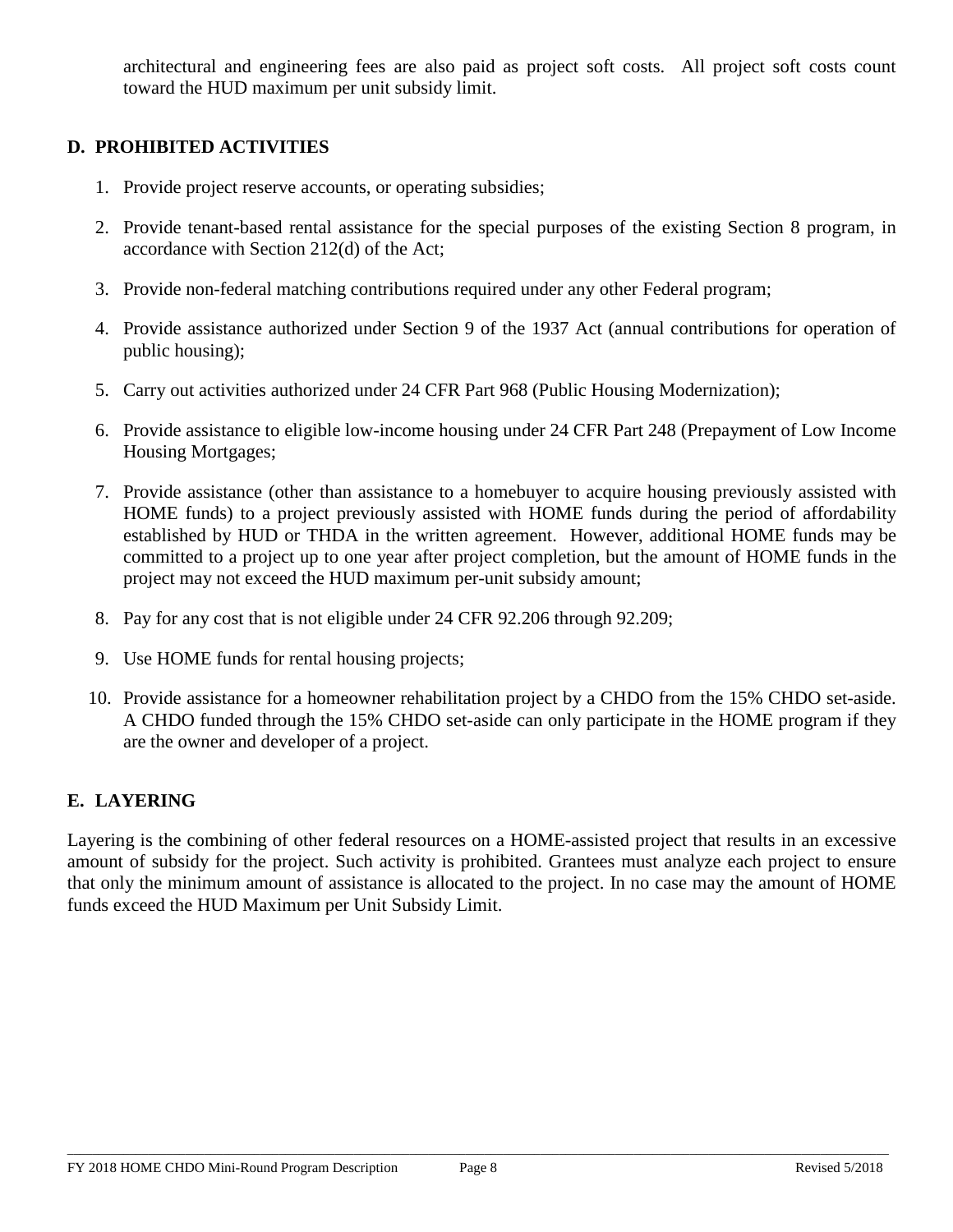architectural and engineering fees are also paid as project soft costs. All project soft costs count toward the HUD maximum per unit subsidy limit.

## D. PROHIBITED ACTIVITIES

1. Provide project reserve accounts, or operating subsidies;
2. Provide tenant-based rental assistance for the special purposes of the existing Section 8 program, in accordance with Section 212(d) of the Act;
3. Provide non-federal matching contributions required under any other Federal program;
4. Provide assistance authorized under Section 9 of the 1937 Act (annual contributions for operation of public housing);
5. Carry out activities authorized under 24 CFR Part 968 (Public Housing Modernization);
6. Provide assistance to eligible low-income housing under 24 CFR Part 248 (Prepayment of Low Income Housing Mortgages;
7. Provide assistance (other than assistance to a homebuyer to acquire housing previously assisted with HOME funds) to a project previously assisted with HOME funds during the period of affordability established by HUD or THDA in the written agreement. However, additional HOME funds may be committed to a project up to one year after project completion, but the amount of HOME funds in the project may not exceed the HUD maximum per-unit subsidy amount;
8. Pay for any cost that is not eligible under 24 CFR 92.206 through 92.209;
9. Use HOME funds for rental housing projects;
10. Provide assistance for a homeowner rehabilitation project by a CHDO from the 15% CHDO set-aside. A CHDO funded through the 15% CHDO set-aside can only participate in the HOME program if they are the owner and developer of a project.

## E. LAYERING

Layering is the combining of other federal resources on a HOME-assisted project that results in an excessive amount of subsidy for the project. Such activity is prohibited. Grantees must analyze each project to ensure that only the minimum amount of assistance is allocated to the project. In no case may the amount of HOME funds exceed the HUD Maximum per Unit Subsidy Limit.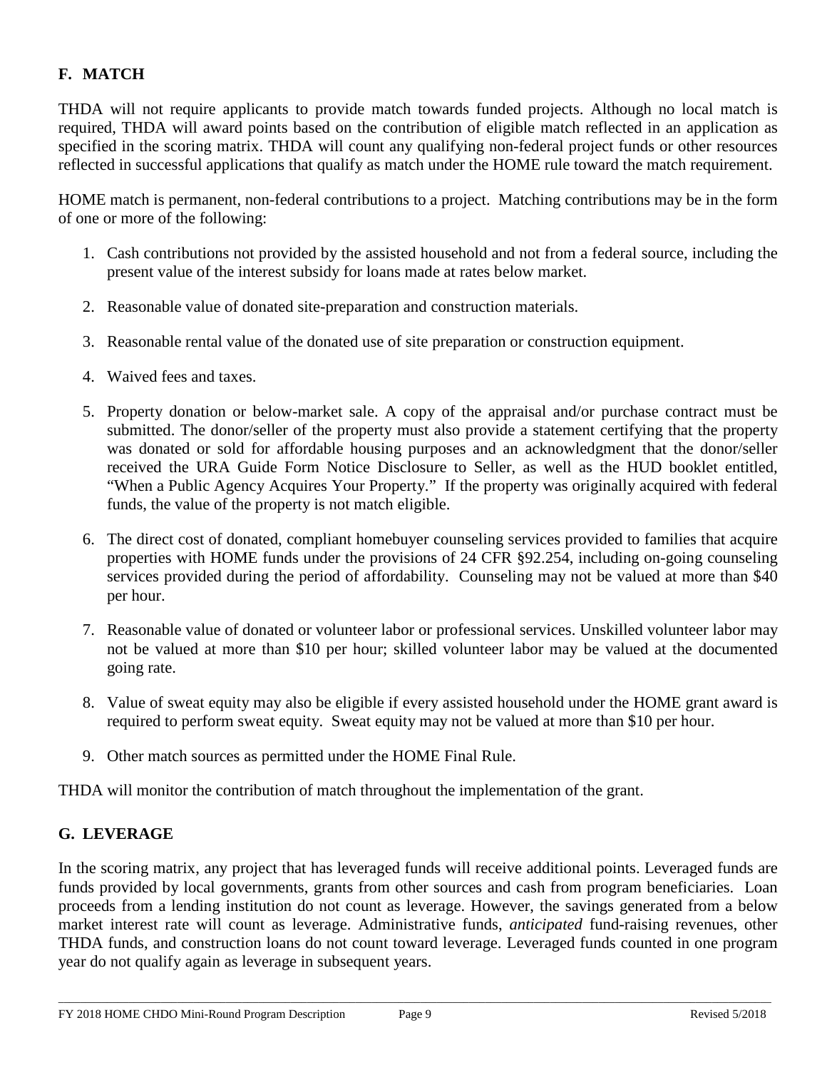## F. MATCH

THDA will not require applicants to provide match towards funded projects. Although no local match is required, THDA will award points based on the contribution of eligible match reflected in an application as specified in the scoring matrix. THDA will count any qualifying non-federal project funds or other resources reflected in successful applications that qualify as match under the HOME rule toward the match requirement.

HOME match is permanent, non-federal contributions to a project. Matching contributions may be in the form of one or more of the following:

1. Cash contributions not provided by the assisted household and not from a federal source, including the present value of the interest subsidy for loans made at rates below market.

2. Reasonable value of donated site-preparation and construction materials.

3. Reasonable rental value of the donated use of site preparation or construction equipment.

4. Waived fees and taxes.

5. Property donation or below-market sale. A copy of the appraisal and/or purchase contract must be submitted. The donor/seller of the property must also provide a statement certifying that the property was donated or sold for affordable housing purposes and an acknowledgment that the donor/seller received the URA Guide Form Notice Disclosure to Seller, as well as the HUD booklet entitled, "When a Public Agency Acquires Your Property." If the property was originally acquired with federal funds, the value of the property is not match eligible.

6. The direct cost of donated, compliant homebuyer counseling services provided to families that acquire properties with HOME funds under the provisions of 24 CFR §92.254, including on-going counseling services provided during the period of affordability. Counseling may not be valued at more than $40 per hour.

7. Reasonable value of donated or volunteer labor or professional services. Unskilled volunteer labor may not be valued at more than $10 per hour; skilled volunteer labor may be valued at the documented going rate.

8. Value of sweat equity may also be eligible if every assisted household under the HOME grant award is required to perform sweat equity. Sweat equity may not be valued at more than $10 per hour.

9. Other match sources as permitted under the HOME Final Rule.

THDA will monitor the contribution of match throughout the implementation of the grant.

## G. LEVERAGE

In the scoring matrix, any project that has leveraged funds will receive additional points. Leveraged funds are funds provided by local governments, grants from other sources and cash from program beneficiaries. Loan proceeds from a lending institution do not count as leverage. However, the savings generated from a below market interest rate will count as leverage. Administrative funds, *anticipated* fund-raising revenues, other THDA funds, and construction loans do not count toward leverage. Leveraged funds counted in one program year do not qualify again as leverage in subsequent years.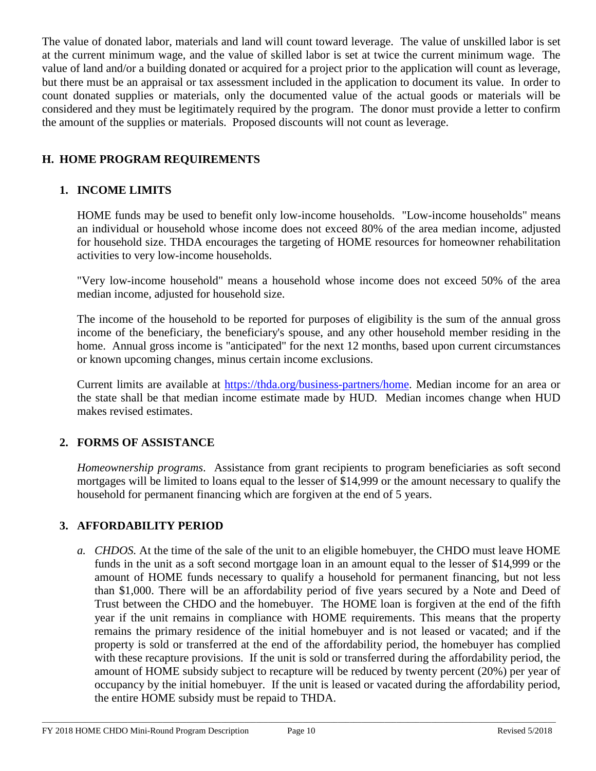The value of donated labor, materials and land will count toward leverage. The value of unskilled labor is set at the current minimum wage, and the value of skilled labor is set at twice the current minimum wage. The value of land and/or a building donated or acquired for a project prior to the application will count as leverage, but there must be an appraisal or tax assessment included in the application to document its value. In order to count donated supplies or materials, only the documented value of the actual goods or materials will be considered and they must be legitimately required by the program. The donor must provide a letter to confirm the amount of the supplies or materials. Proposed discounts will not count as leverage.

## H. HOME PROGRAM REQUIREMENTS

### 1. INCOME LIMITS

HOME funds may be used to benefit only low-income households. "Low-income households" means an individual or household whose income does not exceed 80% of the area median income, adjusted for household size. THDA encourages the targeting of HOME resources for homeowner rehabilitation activities to very low-income households.

"Very low-income household" means a household whose income does not exceed 50% of the area median income, adjusted for household size.

The income of the household to be reported for purposes of eligibility is the sum of the annual gross income of the beneficiary, the beneficiary's spouse, and any other household member residing in the home. Annual gross income is "anticipated" for the next 12 months, based upon current circumstances or known upcoming changes, minus certain income exclusions.

Current limits are available at https://thda.org/business-partners/home. Median income for an area or the state shall be that median income estimate made by HUD. Median incomes change when HUD makes revised estimates.

### 2. FORMS OF ASSISTANCE

*Homeownership programs*. Assistance from grant recipients to program beneficiaries as soft second mortgages will be limited to loans equal to the lesser of $14,999 or the amount necessary to qualify the household for permanent financing which are forgiven at the end of 5 years.

### 3. AFFORDABILITY PERIOD

a. *CHDOS.* At the time of the sale of the unit to an eligible homebuyer, the CHDO must leave HOME funds in the unit as a soft second mortgage loan in an amount equal to the lesser of $14,999 or the amount of HOME funds necessary to qualify a household for permanent financing, but not less than $1,000. There will be an affordability period of five years secured by a Note and Deed of Trust between the CHDO and the homebuyer. The HOME loan is forgiven at the end of the fifth year if the unit remains in compliance with HOME requirements. This means that the property remains the primary residence of the initial homebuyer and is not leased or vacated; and if the property is sold or transferred at the end of the affordability period, the homebuyer has complied with these recapture provisions. If the unit is sold or transferred during the affordability period, the amount of HOME subsidy subject to recapture will be reduced by twenty percent (20%) per year of occupancy by the initial homebuyer. If the unit is leased or vacated during the affordability period, the entire HOME subsidy must be repaid to THDA.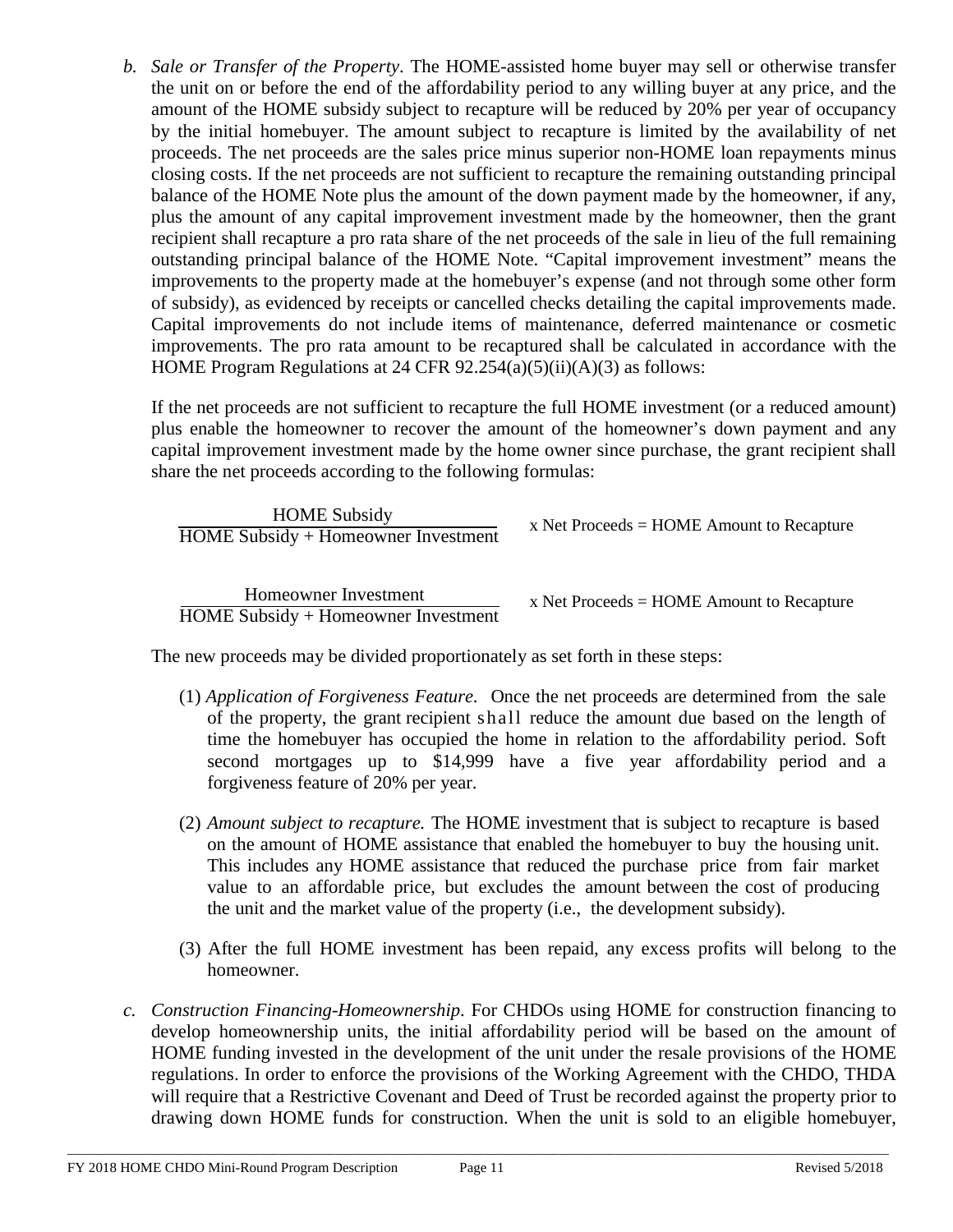b. *Sale or Transfer of the Property*. The HOME-assisted home buyer may sell or otherwise transfer the unit on or before the end of the affordability period to any willing buyer at any price, and the amount of the HOME subsidy subject to recapture will be reduced by 20% per year of occupancy by the initial homebuyer. The amount subject to recapture is limited by the availability of net proceeds. The net proceeds are the sales price minus superior non-HOME loan repayments minus closing costs. If the net proceeds are not sufficient to recapture the remaining outstanding principal balance of the HOME Note plus the amount of the down payment made by the homeowner, if any, plus the amount of any capital improvement investment made by the homeowner, then the grant recipient shall recapture a pro rata share of the net proceeds of the sale in lieu of the full remaining outstanding principal balance of the HOME Note. "Capital improvement investment" means the improvements to the property made at the homebuyer's expense (and not through some other form of subsidy), as evidenced by receipts or cancelled checks detailing the capital improvements made. Capital improvements do not include items of maintenance, deferred maintenance or cosmetic improvements. The pro rata amount to be recaptured shall be calculated in accordance with the HOME Program Regulations at 24 CFR 92.254(a)(5)(ii)(A)(3) as follows:

   If the net proceeds are not sufficient to recapture the full HOME investment (or a reduced amount) plus enable the homeowner to recover the amount of the homeowner's down payment and any capital improvement investment made by the home owner since purchase, the grant recipient shall share the net proceeds according to the following formulas:

   $$\frac{\text{HOME Subsidy}}{\text{HOME Subsidy + Homeowner Investment}} \times \text{Net Proceeds = HOME Amount to Recapture}$$

   $$\frac{\text{Homeowner Investment}}{\text{HOME Subsidy + Homeowner Investment}} \times \text{Net Proceeds = HOME Amount to Recapture}$$

   The new proceeds may be divided proportionately as set forth in these steps:

   (1) *Application of Forgiveness Feature.* Once the net proceeds are determined from the sale of the property, the grant recipient shall reduce the amount due based on the length of time the homebuyer has occupied the home in relation to the affordability period. Soft second mortgages up to $14,999 have a five year affordability period and a forgiveness feature of 20% per year.

   (2) *Amount subject to recapture.* The HOME investment that is subject to recapture is based on the amount of HOME assistance that enabled the homebuyer to buy the housing unit. This includes any HOME assistance that reduced the purchase price from fair market value to an affordable price, but excludes the amount between the cost of producing the unit and the market value of the property (i.e., the development subsidy).

   (3) After the full HOME investment has been repaid, any excess profits will belong to the homeowner.

c. *Construction Financing-Homeownership*. For CHDOs using HOME for construction financing to develop homeownership units, the initial affordability period will be based on the amount of HOME funding invested in the development of the unit under the resale provisions of the HOME regulations. In order to enforce the provisions of the Working Agreement with the CHDO, THDA will require that a Restrictive Covenant and Deed of Trust be recorded against the property prior to drawing down HOME funds for construction. When the unit is sold to an eligible homebuyer,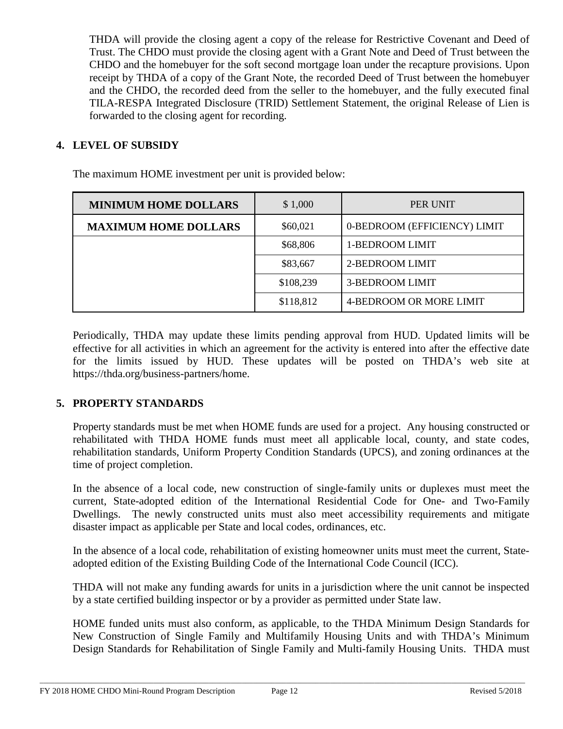THDA will provide the closing agent a copy of the release for Restrictive Covenant and Deed of Trust. The CHDO must provide the closing agent with a Grant Note and Deed of Trust between the CHDO and the homebuyer for the soft second mortgage loan under the recapture provisions. Upon receipt by THDA of a copy of the Grant Note, the recorded Deed of Trust between the homebuyer and the CHDO, the recorded deed from the seller to the homebuyer, and the fully executed final TILA-RESPA Integrated Disclosure (TRID) Settlement Statement, the original Release of Lien is forwarded to the closing agent for recording.

## 4. LEVEL OF SUBSIDY

The maximum HOME investment per unit is provided below:

| MINIMUM HOME DOLLARS | $ 1,000 | PER UNIT |
|---|---|---|
| MAXIMUM HOME DOLLARS | $60,021 | 0-BEDROOM (EFFICIENCY) LIMIT |
| | $68,806 | 1-BEDROOM LIMIT |
| | $83,667 | 2-BEDROOM LIMIT |
| | $108,239 | 3-BEDROOM LIMIT |
| | $118,812 | 4-BEDROOM OR MORE LIMIT |

Periodically, THDA may update these limits pending approval from HUD. Updated limits will be effective for all activities in which an agreement for the activity is entered into after the effective date for the limits issued by HUD. These updates will be posted on THDA's web site at https://thda.org/business-partners/home.

## 5. PROPERTY STANDARDS

Property standards must be met when HOME funds are used for a project. Any housing constructed or rehabilitated with THDA HOME funds must meet all applicable local, county, and state codes, rehabilitation standards, Uniform Property Condition Standards (UPCS), and zoning ordinances at the time of project completion.

In the absence of a local code, new construction of single-family units or duplexes must meet the current, State-adopted edition of the International Residential Code for One- and Two-Family Dwellings. The newly constructed units must also meet accessibility requirements and mitigate disaster impact as applicable per State and local codes, ordinances, etc.

In the absence of a local code, rehabilitation of existing homeowner units must meet the current, State-adopted edition of the Existing Building Code of the International Code Council (ICC).

THDA will not make any funding awards for units in a jurisdiction where the unit cannot be inspected by a state certified building inspector or by a provider as permitted under State law.

HOME funded units must also conform, as applicable, to the THDA Minimum Design Standards for New Construction of Single Family and Multifamily Housing Units and with THDA's Minimum Design Standards for Rehabilitation of Single Family and Multi-family Housing Units. THDA must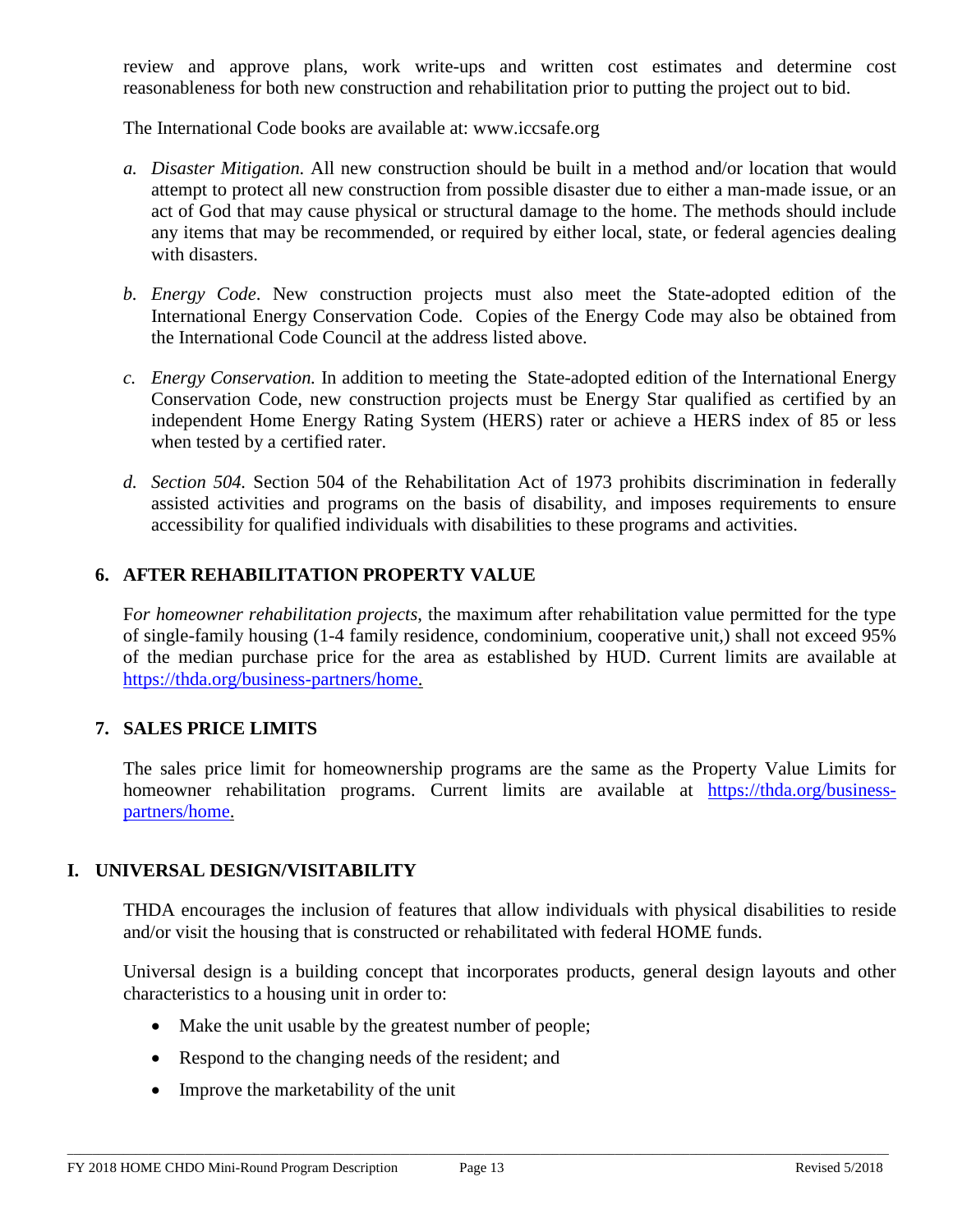review and approve plans, work write-ups and written cost estimates and determine cost reasonableness for both new construction and rehabilitation prior to putting the project out to bid.

The International Code books are available at: www.iccsafe.org

a. *Disaster Mitigation.* All new construction should be built in a method and/or location that would attempt to protect all new construction from possible disaster due to either a man-made issue, or an act of God that may cause physical or structural damage to the home. The methods should include any items that may be recommended, or required by either local, state, or federal agencies dealing with disasters.

b. *Energy Code*. New construction projects must also meet the State-adopted edition of the International Energy Conservation Code. Copies of the Energy Code may also be obtained from the International Code Council at the address listed above.

c. *Energy Conservation.* In addition to meeting the State-adopted edition of the International Energy Conservation Code, new construction projects must be Energy Star qualified as certified by an independent Home Energy Rating System (HERS) rater or achieve a HERS index of 85 or less when tested by a certified rater.

d. *Section 504.* Section 504 of the Rehabilitation Act of 1973 prohibits discrimination in federally assisted activities and programs on the basis of disability, and imposes requirements to ensure accessibility for qualified individuals with disabilities to these programs and activities.

### 6. AFTER REHABILITATION PROPERTY VALUE

F*or homeowner rehabilitation projects,* the maximum after rehabilitation value permitted for the type of single-family housing (1-4 family residence, condominium, cooperative unit,) shall not exceed 95% of the median purchase price for the area as established by HUD. Current limits are available at https://thda.org/business-partners/home.

### 7. SALES PRICE LIMITS

The sales price limit for homeownership programs are the same as the Property Value Limits for homeowner rehabilitation programs. Current limits are available at https://thda.org/business-partners/home.

## I. UNIVERSAL DESIGN/VISITABILITY

THDA encourages the inclusion of features that allow individuals with physical disabilities to reside and/or visit the housing that is constructed or rehabilitated with federal HOME funds.

Universal design is a building concept that incorporates products, general design layouts and other characteristics to a housing unit in order to:

- Make the unit usable by the greatest number of people;
- Respond to the changing needs of the resident; and
- Improve the marketability of the unit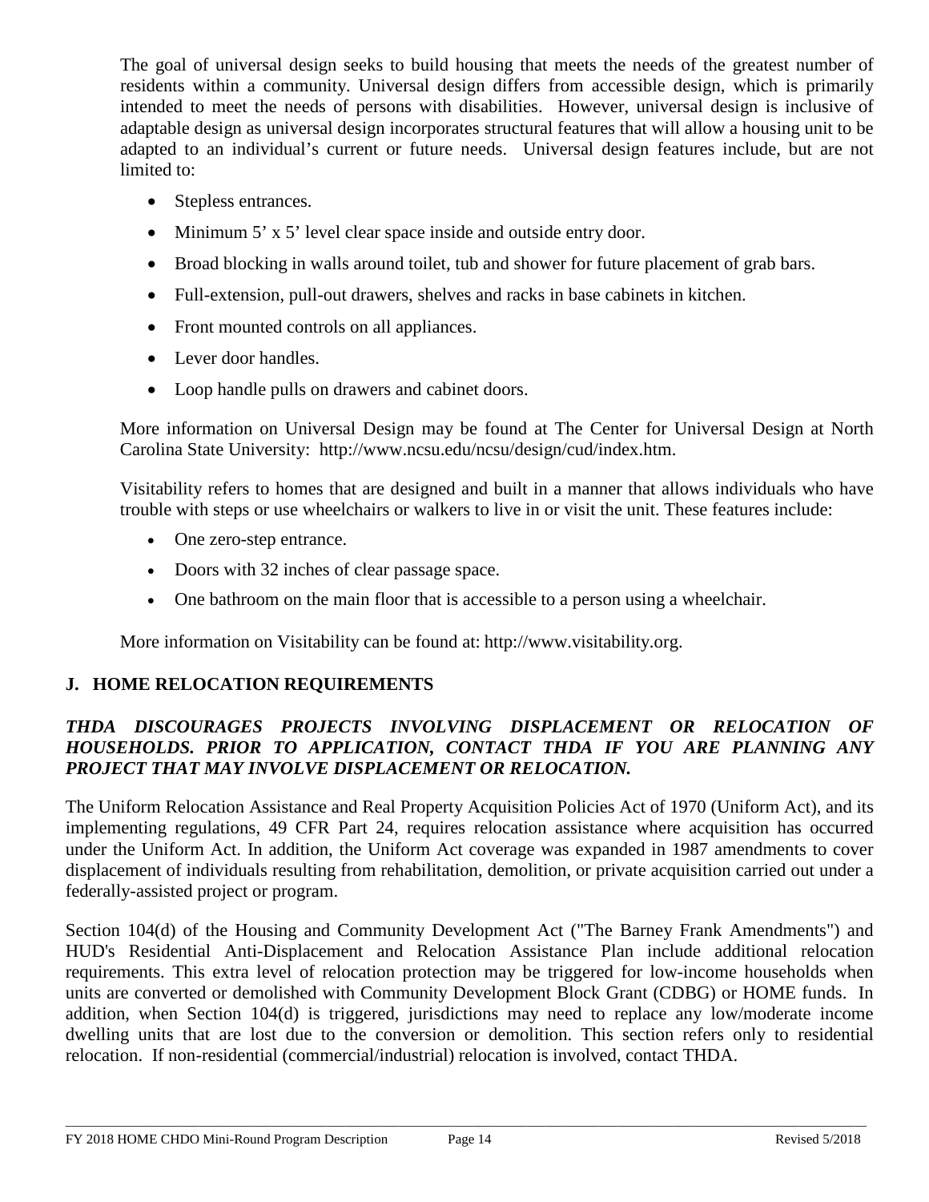The goal of universal design seeks to build housing that meets the needs of the greatest number of residents within a community. Universal design differs from accessible design, which is primarily intended to meet the needs of persons with disabilities. However, universal design is inclusive of adaptable design as universal design incorporates structural features that will allow a housing unit to be adapted to an individual's current or future needs. Universal design features include, but are not limited to:

- Stepless entrances.
- Minimum 5' x 5' level clear space inside and outside entry door.
- Broad blocking in walls around toilet, tub and shower for future placement of grab bars.
- Full-extension, pull-out drawers, shelves and racks in base cabinets in kitchen.
- Front mounted controls on all appliances.
- Lever door handles.
- Loop handle pulls on drawers and cabinet doors.

More information on Universal Design may be found at The Center for Universal Design at North Carolina State University: http://www.ncsu.edu/ncsu/design/cud/index.htm.

Visitability refers to homes that are designed and built in a manner that allows individuals who have trouble with steps or use wheelchairs or walkers to live in or visit the unit. These features include:

- One zero-step entrance.
- Doors with 32 inches of clear passage space.
- One bathroom on the main floor that is accessible to a person using a wheelchair.

More information on Visitability can be found at: http://www.visitability.org.

## J. HOME RELOCATION REQUIREMENTS

***THDA DISCOURAGES PROJECTS INVOLVING DISPLACEMENT OR RELOCATION OF HOUSEHOLDS. PRIOR TO APPLICATION, CONTACT THDA IF YOU ARE PLANNING ANY PROJECT THAT MAY INVOLVE DISPLACEMENT OR RELOCATION.***

The Uniform Relocation Assistance and Real Property Acquisition Policies Act of 1970 (Uniform Act), and its implementing regulations, 49 CFR Part 24, requires relocation assistance where acquisition has occurred under the Uniform Act. In addition, the Uniform Act coverage was expanded in 1987 amendments to cover displacement of individuals resulting from rehabilitation, demolition, or private acquisition carried out under a federally-assisted project or program.

Section 104(d) of the Housing and Community Development Act ("The Barney Frank Amendments") and HUD's Residential Anti-Displacement and Relocation Assistance Plan include additional relocation requirements. This extra level of relocation protection may be triggered for low-income households when units are converted or demolished with Community Development Block Grant (CDBG) or HOME funds. In addition, when Section 104(d) is triggered, jurisdictions may need to replace any low/moderate income dwelling units that are lost due to the conversion or demolition. This section refers only to residential relocation. If non-residential (commercial/industrial) relocation is involved, contact THDA.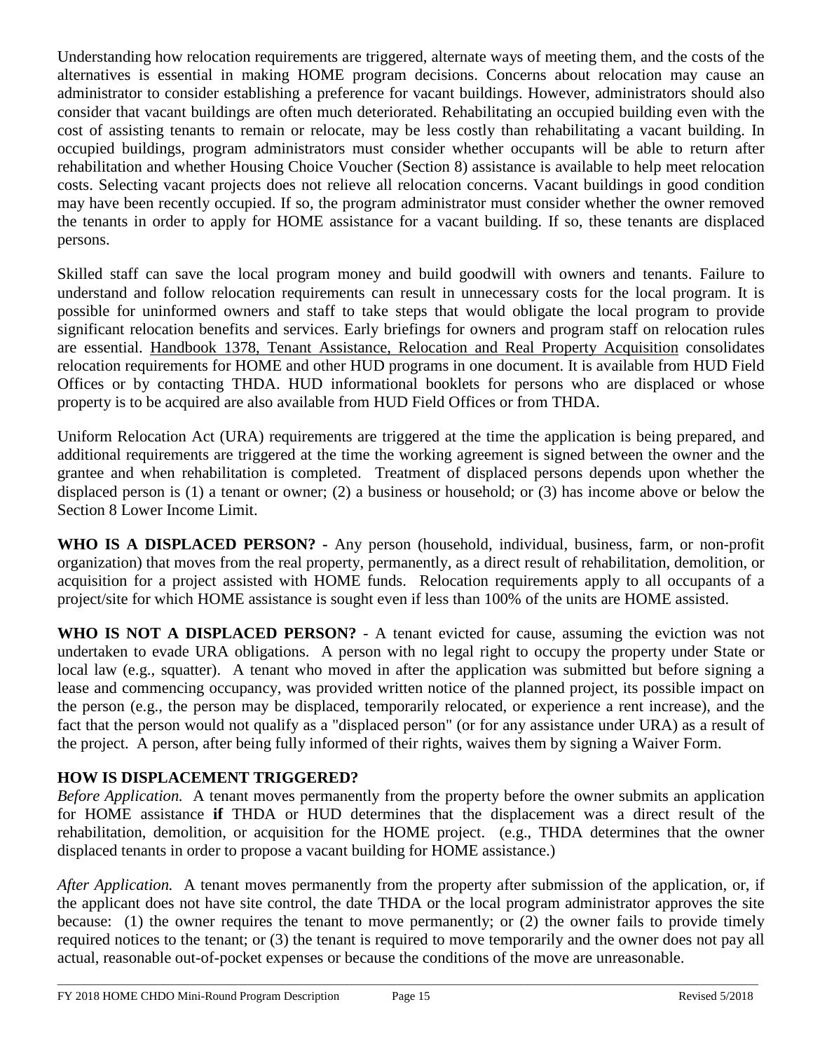Understanding how relocation requirements are triggered, alternate ways of meeting them, and the costs of the alternatives is essential in making HOME program decisions. Concerns about relocation may cause an administrator to consider establishing a preference for vacant buildings. However, administrators should also consider that vacant buildings are often much deteriorated. Rehabilitating an occupied building even with the cost of assisting tenants to remain or relocate, may be less costly than rehabilitating a vacant building. In occupied buildings, program administrators must consider whether occupants will be able to return after rehabilitation and whether Housing Choice Voucher (Section 8) assistance is available to help meet relocation costs. Selecting vacant projects does not relieve all relocation concerns. Vacant buildings in good condition may have been recently occupied. If so, the program administrator must consider whether the owner removed the tenants in order to apply for HOME assistance for a vacant building. If so, these tenants are displaced persons.

Skilled staff can save the local program money and build goodwill with owners and tenants. Failure to understand and follow relocation requirements can result in unnecessary costs for the local program. It is possible for uninformed owners and staff to take steps that would obligate the local program to provide significant relocation benefits and services. Early briefings for owners and program staff on relocation rules are essential. Handbook 1378, Tenant Assistance, Relocation and Real Property Acquisition consolidates relocation requirements for HOME and other HUD programs in one document. It is available from HUD Field Offices or by contacting THDA. HUD informational booklets for persons who are displaced or whose property is to be acquired are also available from HUD Field Offices or from THDA.

Uniform Relocation Act (URA) requirements are triggered at the time the application is being prepared, and additional requirements are triggered at the time the working agreement is signed between the owner and the grantee and when rehabilitation is completed. Treatment of displaced persons depends upon whether the displaced person is (1) a tenant or owner; (2) a business or household; or (3) has income above or below the Section 8 Lower Income Limit.

**WHO IS A DISPLACED PERSON? -** Any person (household, individual, business, farm, or non-profit organization) that moves from the real property, permanently, as a direct result of rehabilitation, demolition, or acquisition for a project assisted with HOME funds. Relocation requirements apply to all occupants of a project/site for which HOME assistance is sought even if less than 100% of the units are HOME assisted.

**WHO IS NOT A DISPLACED PERSON?** - A tenant evicted for cause, assuming the eviction was not undertaken to evade URA obligations. A person with no legal right to occupy the property under State or local law (e.g., squatter). A tenant who moved in after the application was submitted but before signing a lease and commencing occupancy, was provided written notice of the planned project, its possible impact on the person (e.g., the person may be displaced, temporarily relocated, or experience a rent increase), and the fact that the person would not qualify as a "displaced person" (or for any assistance under URA) as a result of the project. A person, after being fully informed of their rights, waives them by signing a Waiver Form.

**HOW IS DISPLACEMENT TRIGGERED?**

*Before Application.* A tenant moves permanently from the property before the owner submits an application for HOME assistance **if** THDA or HUD determines that the displacement was a direct result of the rehabilitation, demolition, or acquisition for the HOME project. (e.g., THDA determines that the owner displaced tenants in order to propose a vacant building for HOME assistance.)

*After Application.* A tenant moves permanently from the property after submission of the application, or, if the applicant does not have site control, the date THDA or the local program administrator approves the site because: (1) the owner requires the tenant to move permanently; or (2) the owner fails to provide timely required notices to the tenant; or (3) the tenant is required to move temporarily and the owner does not pay all actual, reasonable out-of-pocket expenses or because the conditions of the move are unreasonable.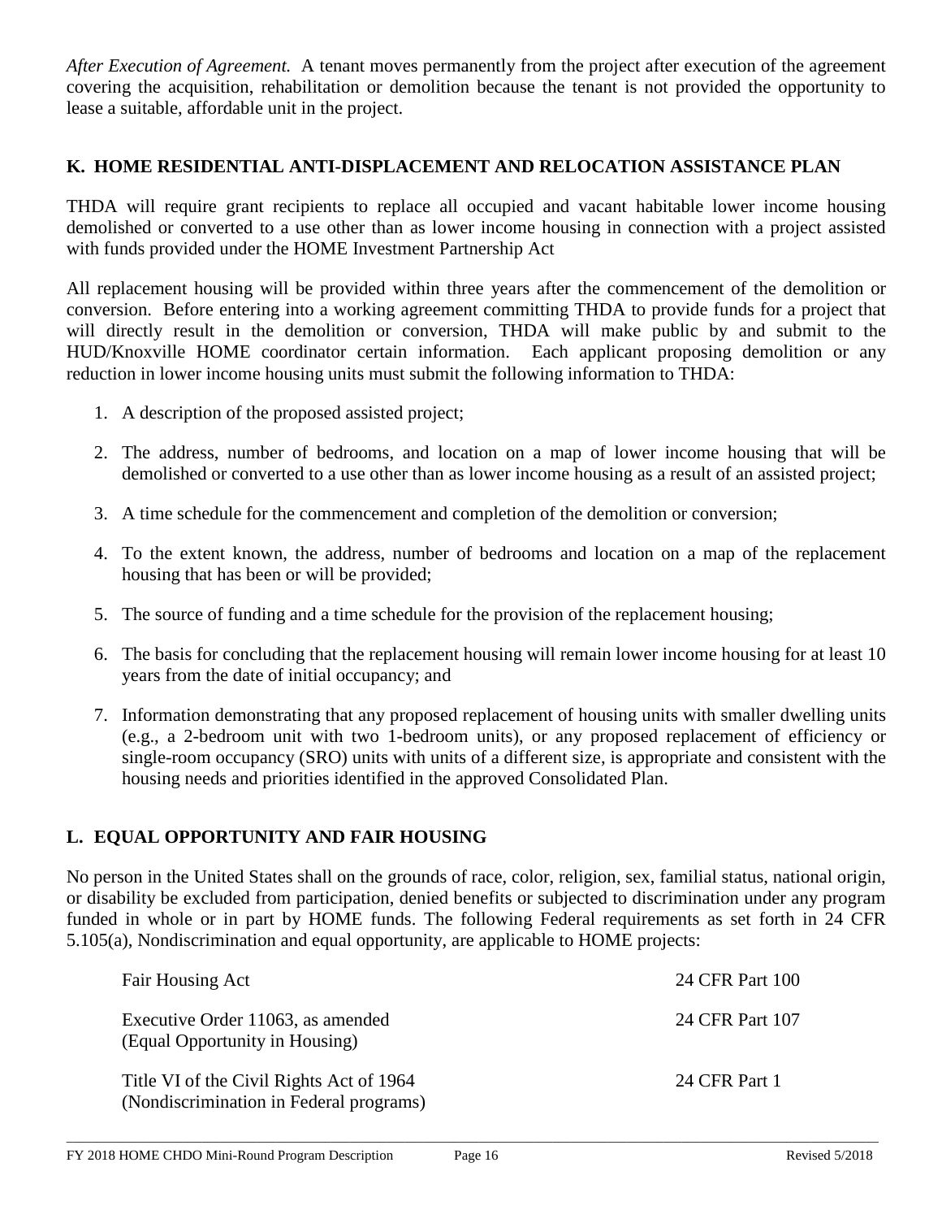*After Execution of Agreement.* A tenant moves permanently from the project after execution of the agreement covering the acquisition, rehabilitation or demolition because the tenant is not provided the opportunity to lease a suitable, affordable unit in the project.

## K. HOME RESIDENTIAL ANTI-DISPLACEMENT AND RELOCATION ASSISTANCE PLAN

THDA will require grant recipients to replace all occupied and vacant habitable lower income housing demolished or converted to a use other than as lower income housing in connection with a project assisted with funds provided under the HOME Investment Partnership Act

All replacement housing will be provided within three years after the commencement of the demolition or conversion. Before entering into a working agreement committing THDA to provide funds for a project that will directly result in the demolition or conversion, THDA will make public by and submit to the HUD/Knoxville HOME coordinator certain information. Each applicant proposing demolition or any reduction in lower income housing units must submit the following information to THDA:

1. A description of the proposed assisted project;
2. The address, number of bedrooms, and location on a map of lower income housing that will be demolished or converted to a use other than as lower income housing as a result of an assisted project;
3. A time schedule for the commencement and completion of the demolition or conversion;
4. To the extent known, the address, number of bedrooms and location on a map of the replacement housing that has been or will be provided;
5. The source of funding and a time schedule for the provision of the replacement housing;
6. The basis for concluding that the replacement housing will remain lower income housing for at least 10 years from the date of initial occupancy; and
7. Information demonstrating that any proposed replacement of housing units with smaller dwelling units (e.g., a 2-bedroom unit with two 1-bedroom units), or any proposed replacement of efficiency or single-room occupancy (SRO) units with units of a different size, is appropriate and consistent with the housing needs and priorities identified in the approved Consolidated Plan.

## L. EQUAL OPPORTUNITY AND FAIR HOUSING

No person in the United States shall on the grounds of race, color, religion, sex, familial status, national origin, or disability be excluded from participation, denied benefits or subjected to discrimination under any program funded in whole or in part by HOME funds. The following Federal requirements as set forth in 24 CFR 5.105(a), Nondiscrimination and equal opportunity, are applicable to HOME projects:

| | |
|---|---|
| Fair Housing Act | 24 CFR Part 100 |
| Executive Order 11063, as amended (Equal Opportunity in Housing) | 24 CFR Part 107 |
| Title VI of the Civil Rights Act of 1964 (Nondiscrimination in Federal programs) | 24 CFR Part 1 |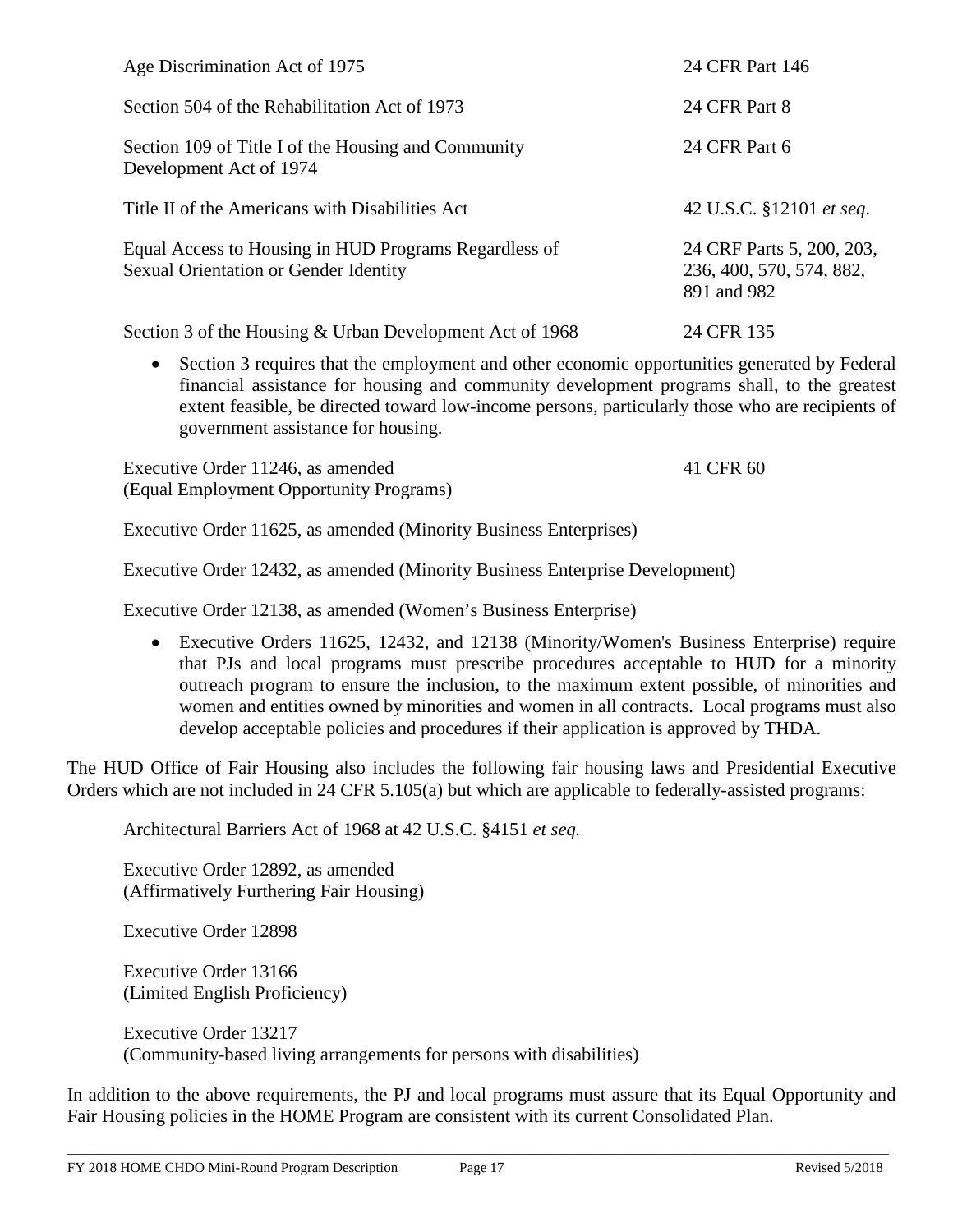| | |
|---|---|
| Age Discrimination Act of 1975 | 24 CFR Part 146 |
| Section 504 of the Rehabilitation Act of 1973 | 24 CFR Part 8 |
| Section 109 of Title I of the Housing and Community Development Act of 1974 | 24 CFR Part 6 |
| Title II of the Americans with Disabilities Act | 42 U.S.C. §12101 *et seq.* |
| Equal Access to Housing in HUD Programs Regardless of Sexual Orientation or Gender Identity | 24 CRF Parts 5, 200, 203, 236, 400, 570, 574, 882, 891 and 982 |
| Section 3 of the Housing & Urban Development Act of 1968 | 24 CFR 135 |

- Section 3 requires that the employment and other economic opportunities generated by Federal financial assistance for housing and community development programs shall, to the greatest extent feasible, be directed toward low-income persons, particularly those who are recipients of government assistance for housing.

| | |
|---|---|
| Executive Order 11246, as amended (Equal Employment Opportunity Programs) | 41 CFR 60 |

Executive Order 11625, as amended (Minority Business Enterprises)

Executive Order 12432, as amended (Minority Business Enterprise Development)

Executive Order 12138, as amended (Women's Business Enterprise)

- Executive Orders 11625, 12432, and 12138 (Minority/Women's Business Enterprise) require that PJs and local programs must prescribe procedures acceptable to HUD for a minority outreach program to ensure the inclusion, to the maximum extent possible, of minorities and women and entities owned by minorities and women in all contracts. Local programs must also develop acceptable policies and procedures if their application is approved by THDA.

The HUD Office of Fair Housing also includes the following fair housing laws and Presidential Executive Orders which are not included in 24 CFR 5.105(a) but which are applicable to federally-assisted programs:

Architectural Barriers Act of 1968 at 42 U.S.C. §4151 *et seq.*

Executive Order 12892, as amended
(Affirmatively Furthering Fair Housing)

Executive Order 12898

Executive Order 13166
(Limited English Proficiency)

Executive Order 13217
(Community-based living arrangements for persons with disabilities)

In addition to the above requirements, the PJ and local programs must assure that its Equal Opportunity and Fair Housing policies in the HOME Program are consistent with its current Consolidated Plan.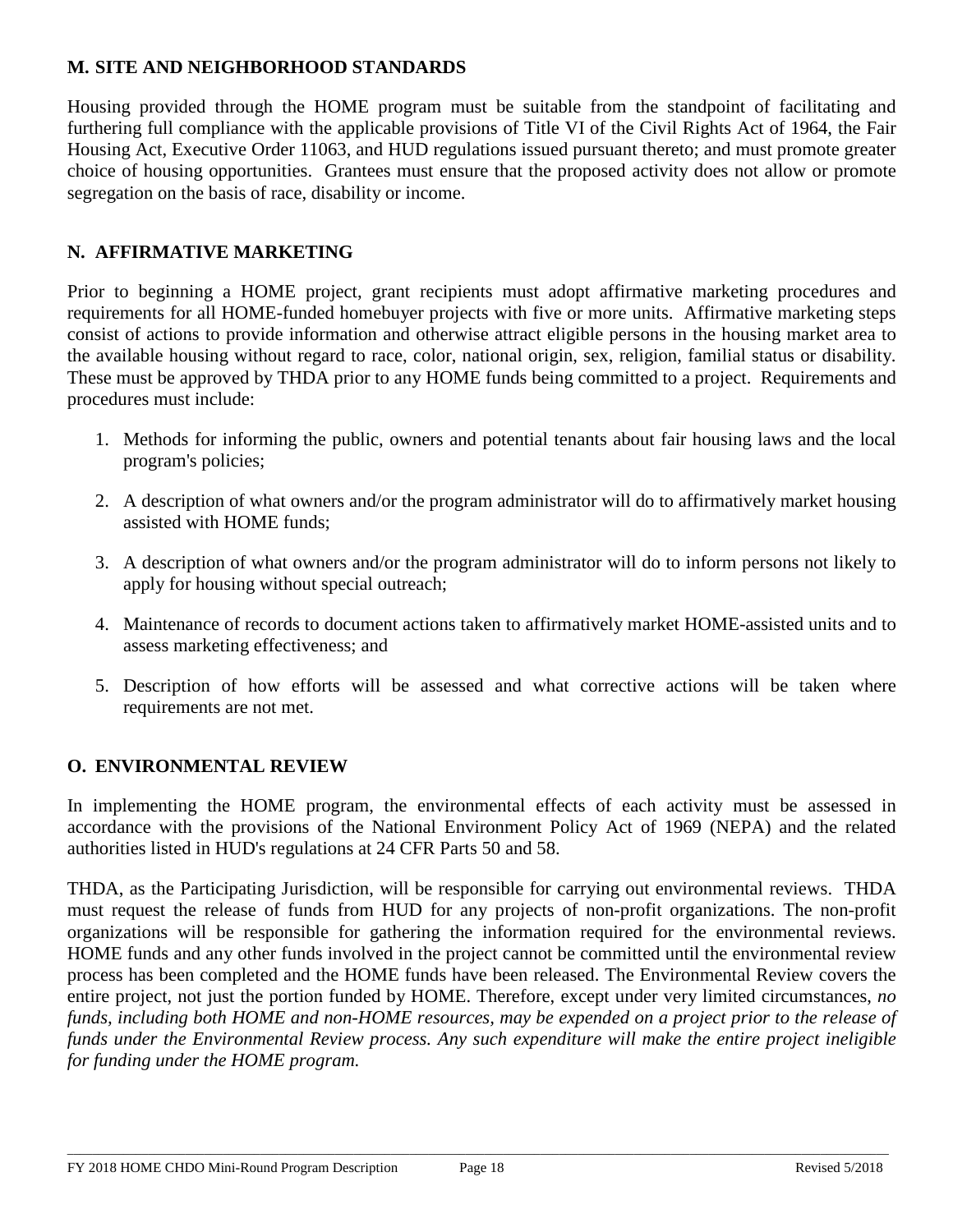## M. SITE AND NEIGHBORHOOD STANDARDS

Housing provided through the HOME program must be suitable from the standpoint of facilitating and furthering full compliance with the applicable provisions of Title VI of the Civil Rights Act of 1964, the Fair Housing Act, Executive Order 11063, and HUD regulations issued pursuant thereto; and must promote greater choice of housing opportunities. Grantees must ensure that the proposed activity does not allow or promote segregation on the basis of race, disability or income.

## N. AFFIRMATIVE MARKETING

Prior to beginning a HOME project, grant recipients must adopt affirmative marketing procedures and requirements for all HOME-funded homebuyer projects with five or more units. Affirmative marketing steps consist of actions to provide information and otherwise attract eligible persons in the housing market area to the available housing without regard to race, color, national origin, sex, religion, familial status or disability. These must be approved by THDA prior to any HOME funds being committed to a project. Requirements and procedures must include:

1. Methods for informing the public, owners and potential tenants about fair housing laws and the local program's policies;

2. A description of what owners and/or the program administrator will do to affirmatively market housing assisted with HOME funds;

3. A description of what owners and/or the program administrator will do to inform persons not likely to apply for housing without special outreach;

4. Maintenance of records to document actions taken to affirmatively market HOME-assisted units and to assess marketing effectiveness; and

5. Description of how efforts will be assessed and what corrective actions will be taken where requirements are not met.

## O. ENVIRONMENTAL REVIEW

In implementing the HOME program, the environmental effects of each activity must be assessed in accordance with the provisions of the National Environment Policy Act of 1969 (NEPA) and the related authorities listed in HUD's regulations at 24 CFR Parts 50 and 58.

THDA, as the Participating Jurisdiction, will be responsible for carrying out environmental reviews. THDA must request the release of funds from HUD for any projects of non-profit organizations. The non-profit organizations will be responsible for gathering the information required for the environmental reviews. HOME funds and any other funds involved in the project cannot be committed until the environmental review process has been completed and the HOME funds have been released. The Environmental Review covers the entire project, not just the portion funded by HOME. Therefore, except under very limited circumstances, *no funds, including both HOME and non-HOME resources, may be expended on a project prior to the release of funds under the Environmental Review process. Any such expenditure will make the entire project ineligible for funding under the HOME program.*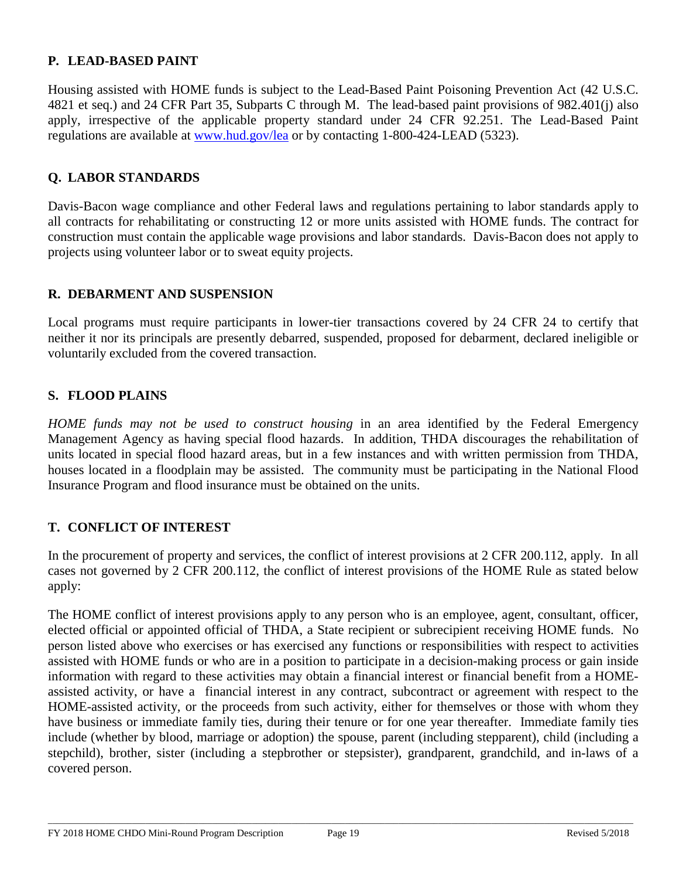## P. LEAD-BASED PAINT

Housing assisted with HOME funds is subject to the Lead-Based Paint Poisoning Prevention Act (42 U.S.C. 4821 et seq.) and 24 CFR Part 35, Subparts C through M. The lead-based paint provisions of 982.401(j) also apply, irrespective of the applicable property standard under 24 CFR 92.251. The Lead-Based Paint regulations are available at [www.hud.gov/lea](http://www.hud.gov/lea) or by contacting 1-800-424-LEAD (5323).

## Q. LABOR STANDARDS

Davis-Bacon wage compliance and other Federal laws and regulations pertaining to labor standards apply to all contracts for rehabilitating or constructing 12 or more units assisted with HOME funds. The contract for construction must contain the applicable wage provisions and labor standards. Davis-Bacon does not apply to projects using volunteer labor or to sweat equity projects.

## R. DEBARMENT AND SUSPENSION

Local programs must require participants in lower-tier transactions covered by 24 CFR 24 to certify that neither it nor its principals are presently debarred, suspended, proposed for debarment, declared ineligible or voluntarily excluded from the covered transaction.

## S. FLOOD PLAINS

*HOME funds may not be used to construct housing* in an area identified by the Federal Emergency Management Agency as having special flood hazards. In addition, THDA discourages the rehabilitation of units located in special flood hazard areas, but in a few instances and with written permission from THDA, houses located in a floodplain may be assisted. The community must be participating in the National Flood Insurance Program and flood insurance must be obtained on the units.

## T. CONFLICT OF INTEREST

In the procurement of property and services, the conflict of interest provisions at 2 CFR 200.112, apply. In all cases not governed by 2 CFR 200.112, the conflict of interest provisions of the HOME Rule as stated below apply:

The HOME conflict of interest provisions apply to any person who is an employee, agent, consultant, officer, elected official or appointed official of THDA, a State recipient or subrecipient receiving HOME funds. No person listed above who exercises or has exercised any functions or responsibilities with respect to activities assisted with HOME funds or who are in a position to participate in a decision-making process or gain inside information with regard to these activities may obtain a financial interest or financial benefit from a HOME-assisted activity, or have a financial interest in any contract, subcontract or agreement with respect to the HOME-assisted activity, or the proceeds from such activity, either for themselves or those with whom they have business or immediate family ties, during their tenure or for one year thereafter. Immediate family ties include (whether by blood, marriage or adoption) the spouse, parent (including stepparent), child (including a stepchild), brother, sister (including a stepbrother or stepsister), grandparent, grandchild, and in-laws of a covered person.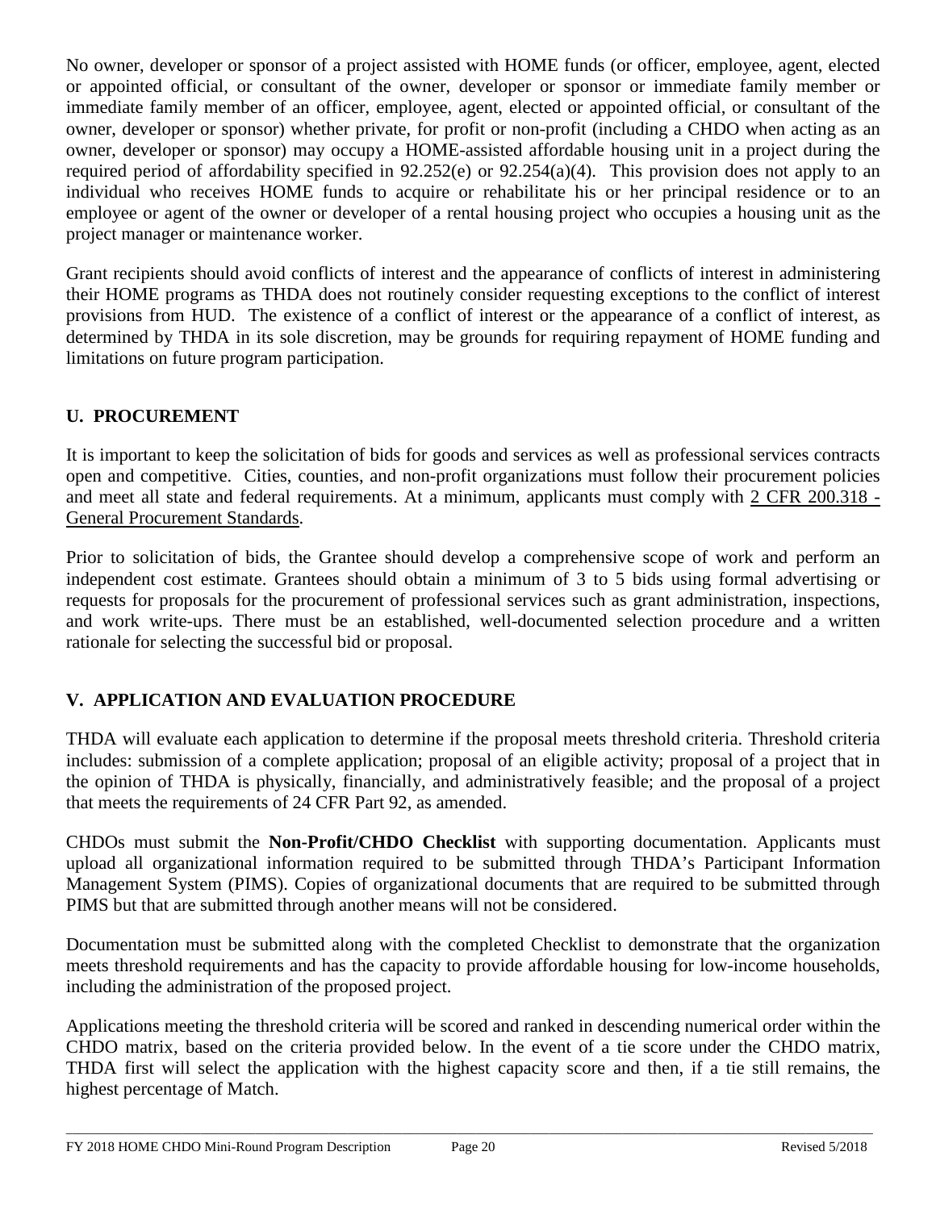No owner, developer or sponsor of a project assisted with HOME funds (or officer, employee, agent, elected or appointed official, or consultant of the owner, developer or sponsor or immediate family member or immediate family member of an officer, employee, agent, elected or appointed official, or consultant of the owner, developer or sponsor) whether private, for profit or non-profit (including a CHDO when acting as an owner, developer or sponsor) may occupy a HOME-assisted affordable housing unit in a project during the required period of affordability specified in 92.252(e) or 92.254(a)(4). This provision does not apply to an individual who receives HOME funds to acquire or rehabilitate his or her principal residence or to an employee or agent of the owner or developer of a rental housing project who occupies a housing unit as the project manager or maintenance worker.

Grant recipients should avoid conflicts of interest and the appearance of conflicts of interest in administering their HOME programs as THDA does not routinely consider requesting exceptions to the conflict of interest provisions from HUD. The existence of a conflict of interest or the appearance of a conflict of interest, as determined by THDA in its sole discretion, may be grounds for requiring repayment of HOME funding and limitations on future program participation.

## U. PROCUREMENT

It is important to keep the solicitation of bids for goods and services as well as professional services contracts open and competitive. Cities, counties, and non-profit organizations must follow their procurement policies and meet all state and federal requirements. At a minimum, applicants must comply with 2 CFR 200.318 - General Procurement Standards.

Prior to solicitation of bids, the Grantee should develop a comprehensive scope of work and perform an independent cost estimate. Grantees should obtain a minimum of 3 to 5 bids using formal advertising or requests for proposals for the procurement of professional services such as grant administration, inspections, and work write-ups. There must be an established, well-documented selection procedure and a written rationale for selecting the successful bid or proposal.

## V. APPLICATION AND EVALUATION PROCEDURE

THDA will evaluate each application to determine if the proposal meets threshold criteria. Threshold criteria includes: submission of a complete application; proposal of an eligible activity; proposal of a project that in the opinion of THDA is physically, financially, and administratively feasible; and the proposal of a project that meets the requirements of 24 CFR Part 92, as amended.

CHDOs must submit the **Non-Profit/CHDO Checklist** with supporting documentation. Applicants must upload all organizational information required to be submitted through THDA's Participant Information Management System (PIMS). Copies of organizational documents that are required to be submitted through PIMS but that are submitted through another means will not be considered.

Documentation must be submitted along with the completed Checklist to demonstrate that the organization meets threshold requirements and has the capacity to provide affordable housing for low-income households, including the administration of the proposed project.

Applications meeting the threshold criteria will be scored and ranked in descending numerical order within the CHDO matrix, based on the criteria provided below. In the event of a tie score under the CHDO matrix, THDA first will select the application with the highest capacity score and then, if a tie still remains, the highest percentage of Match.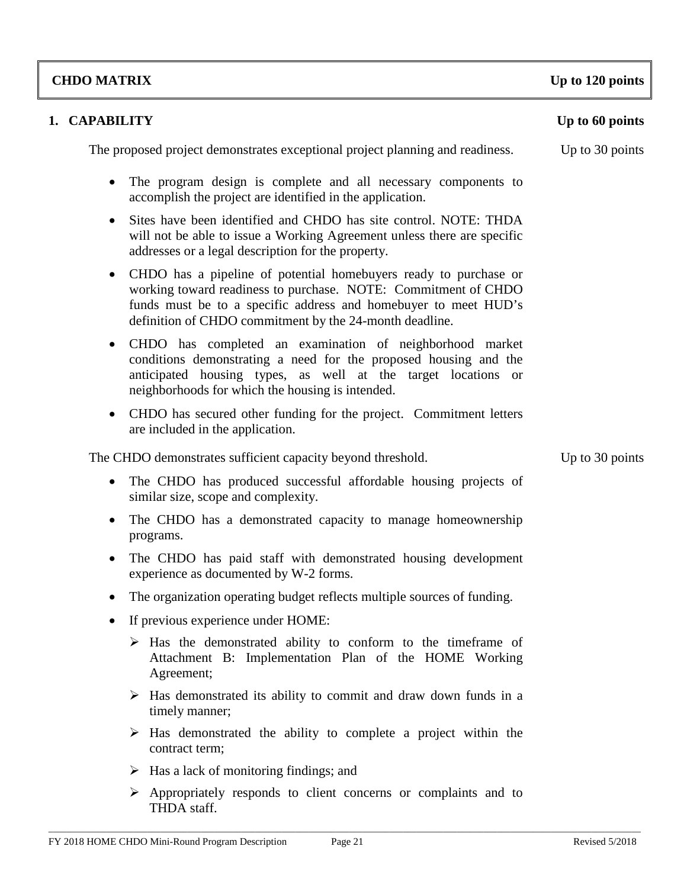## CHDO MATRIX — Up to 120 points

### 1. CAPABILITY — Up to 60 points

The proposed project demonstrates exceptional project planning and readiness. — Up to 30 points

- The program design is complete and all necessary components to accomplish the project are identified in the application.
- Sites have been identified and CHDO has site control. NOTE: THDA will not be able to issue a Working Agreement unless there are specific addresses or a legal description for the property.
- CHDO has a pipeline of potential homebuyers ready to purchase or working toward readiness to purchase. NOTE: Commitment of CHDO funds must be to a specific address and homebuyer to meet HUD's definition of CHDO commitment by the 24-month deadline.
- CHDO has completed an examination of neighborhood market conditions demonstrating a need for the proposed housing and the anticipated housing types, as well at the target locations or neighborhoods for which the housing is intended.
- CHDO has secured other funding for the project. Commitment letters are included in the application.

The CHDO demonstrates sufficient capacity beyond threshold. — Up to 30 points

- The CHDO has produced successful affordable housing projects of similar size, scope and complexity.
- The CHDO has a demonstrated capacity to manage homeownership programs.
- The CHDO has paid staff with demonstrated housing development experience as documented by W-2 forms.
- The organization operating budget reflects multiple sources of funding.
- If previous experience under HOME:
  - Has the demonstrated ability to conform to the timeframe of Attachment B: Implementation Plan of the HOME Working Agreement;
  - Has demonstrated its ability to commit and draw down funds in a timely manner;
  - Has demonstrated the ability to complete a project within the contract term;
  - Has a lack of monitoring findings; and
  - Appropriately responds to client concerns or complaints and to THDA staff.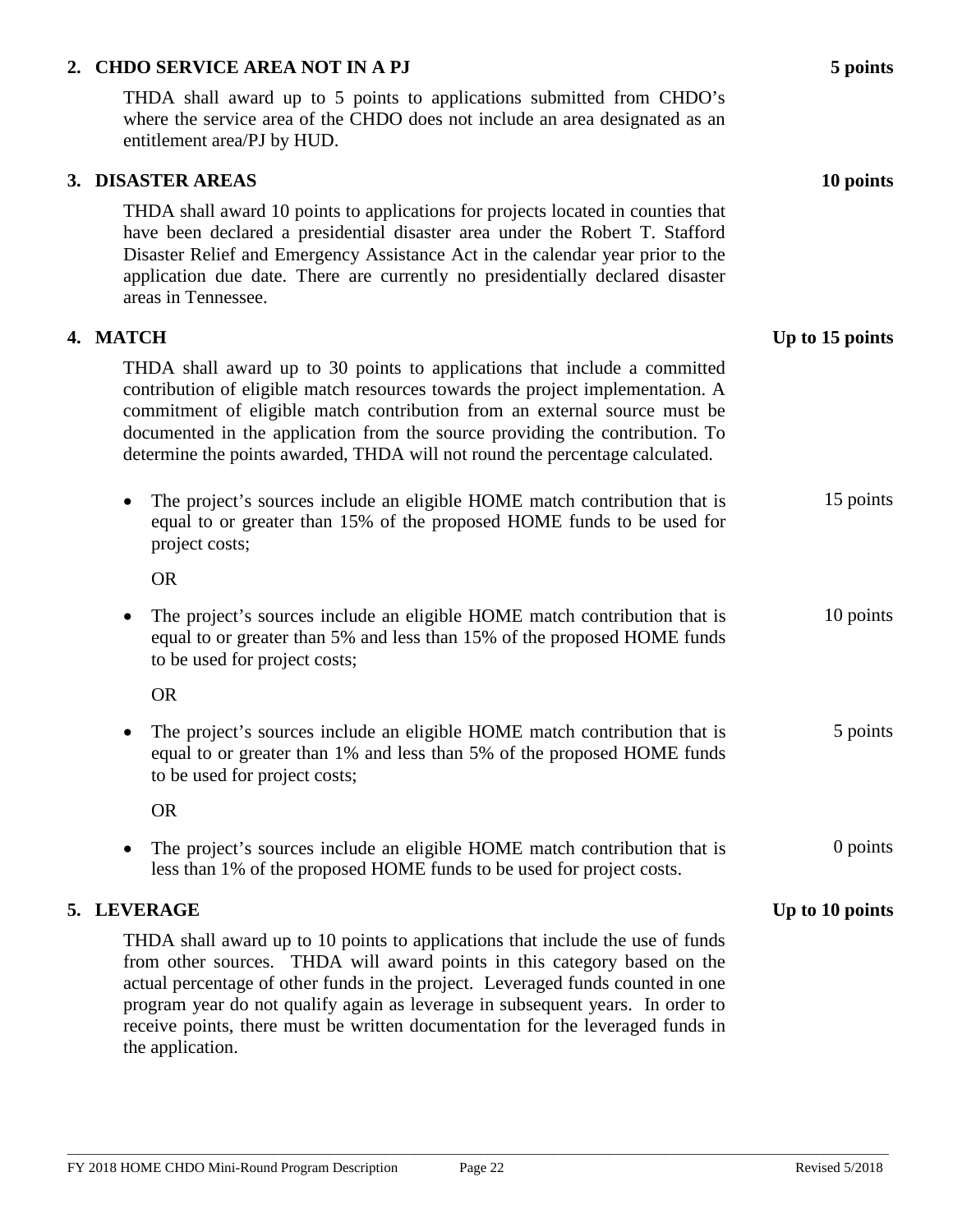## 2. CHDO SERVICE AREA NOT IN A PJ

**5 points**

THDA shall award up to 5 points to applications submitted from CHDO's where the service area of the CHDO does not include an area designated as an entitlement area/PJ by HUD.

## 3. DISASTER AREAS

**10 points**

THDA shall award 10 points to applications for projects located in counties that have been declared a presidential disaster area under the Robert T. Stafford Disaster Relief and Emergency Assistance Act in the calendar year prior to the application due date. There are currently no presidentially declared disaster areas in Tennessee.

## 4. MATCH

**Up to 15 points**

THDA shall award up to 30 points to applications that include a committed contribution of eligible match resources towards the project implementation. A commitment of eligible match contribution from an external source must be documented in the application from the source providing the contribution. To determine the points awarded, THDA will not round the percentage calculated.

- The project's sources include an eligible HOME match contribution that is equal to or greater than 15% of the proposed HOME funds to be used for project costs; — 15 points

  OR

- The project's sources include an eligible HOME match contribution that is equal to or greater than 5% and less than 15% of the proposed HOME funds to be used for project costs; — 10 points

  OR

- The project's sources include an eligible HOME match contribution that is equal to or greater than 1% and less than 5% of the proposed HOME funds to be used for project costs; — 5 points

  OR

- The project's sources include an eligible HOME match contribution that is less than 1% of the proposed HOME funds to be used for project costs. — 0 points

## 5. LEVERAGE

**Up to 10 points**

THDA shall award up to 10 points to applications that include the use of funds from other sources. THDA will award points in this category based on the actual percentage of other funds in the project. Leveraged funds counted in one program year do not qualify again as leverage in subsequent years. In order to receive points, there must be written documentation for the leveraged funds in the application.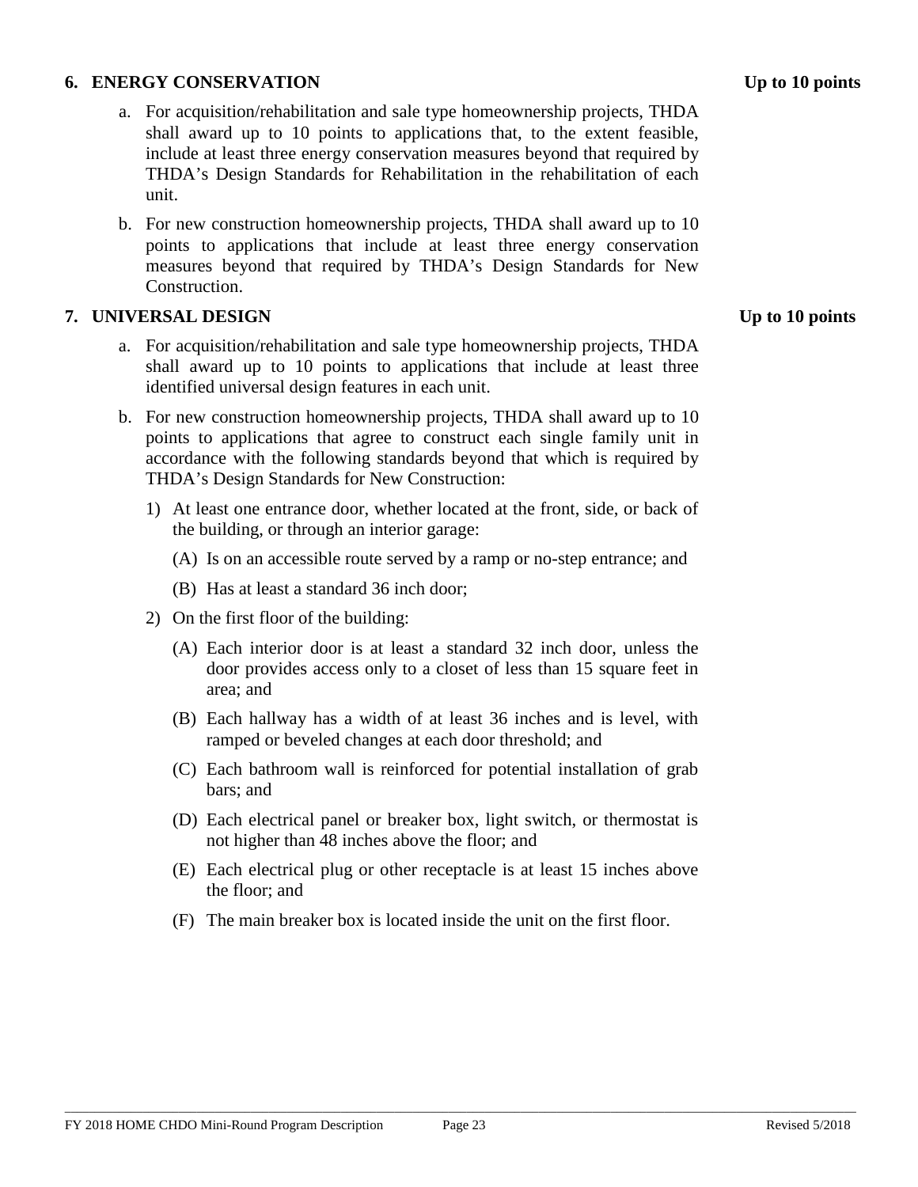### 6. ENERGY CONSERVATION — Up to 10 points

a. For acquisition/rehabilitation and sale type homeownership projects, THDA shall award up to 10 points to applications that, to the extent feasible, include at least three energy conservation measures beyond that required by THDA's Design Standards for Rehabilitation in the rehabilitation of each unit.

b. For new construction homeownership projects, THDA shall award up to 10 points to applications that include at least three energy conservation measures beyond that required by THDA's Design Standards for New Construction.

### 7. UNIVERSAL DESIGN — Up to 10 points

a. For acquisition/rehabilitation and sale type homeownership projects, THDA shall award up to 10 points to applications that include at least three identified universal design features in each unit.

b. For new construction homeownership projects, THDA shall award up to 10 points to applications that agree to construct each single family unit in accordance with the following standards beyond that which is required by THDA's Design Standards for New Construction:

1) At least one entrance door, whether located at the front, side, or back of the building, or through an interior garage:

   (A) Is on an accessible route served by a ramp or no-step entrance; and

   (B) Has at least a standard 36 inch door;

2) On the first floor of the building:

   (A) Each interior door is at least a standard 32 inch door, unless the door provides access only to a closet of less than 15 square feet in area; and

   (B) Each hallway has a width of at least 36 inches and is level, with ramped or beveled changes at each door threshold; and

   (C) Each bathroom wall is reinforced for potential installation of grab bars; and

   (D) Each electrical panel or breaker box, light switch, or thermostat is not higher than 48 inches above the floor; and

   (E) Each electrical plug or other receptacle is at least 15 inches above the floor; and

   (F) The main breaker box is located inside the unit on the first floor.